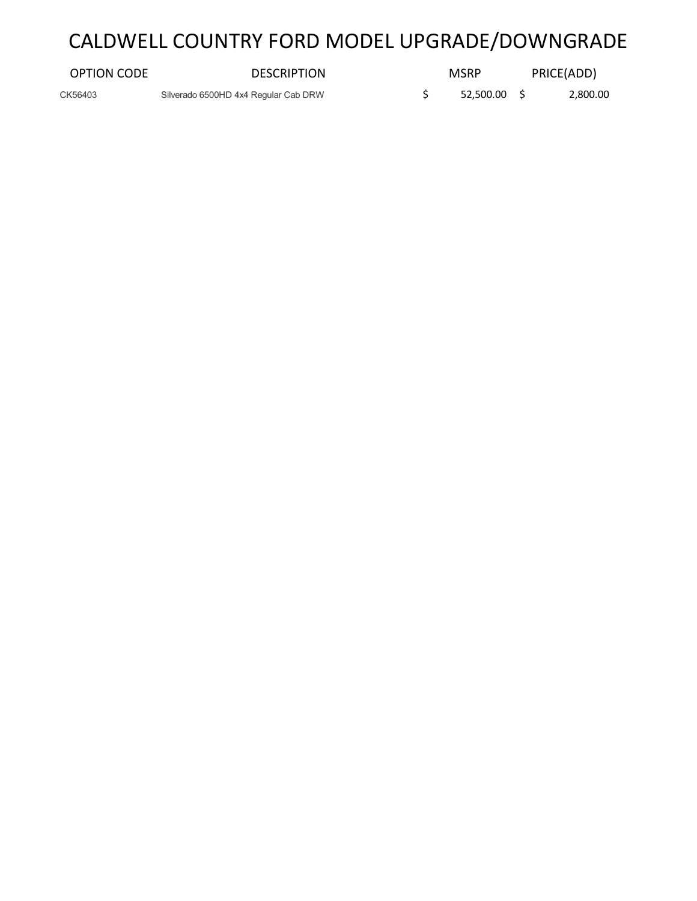# CALDWELL COUNTRY FORD MODEL UPGRADE/DOWNGRADE

| OPTION CODE | DESCRIPTION | MSRP | PRICE(ADD) |
| --- | --- | --- | --- |
| CK56403 | Silverado 6500HD 4x4 Regular Cab DRW | $ 52,500.00 | $ 2,800.00 |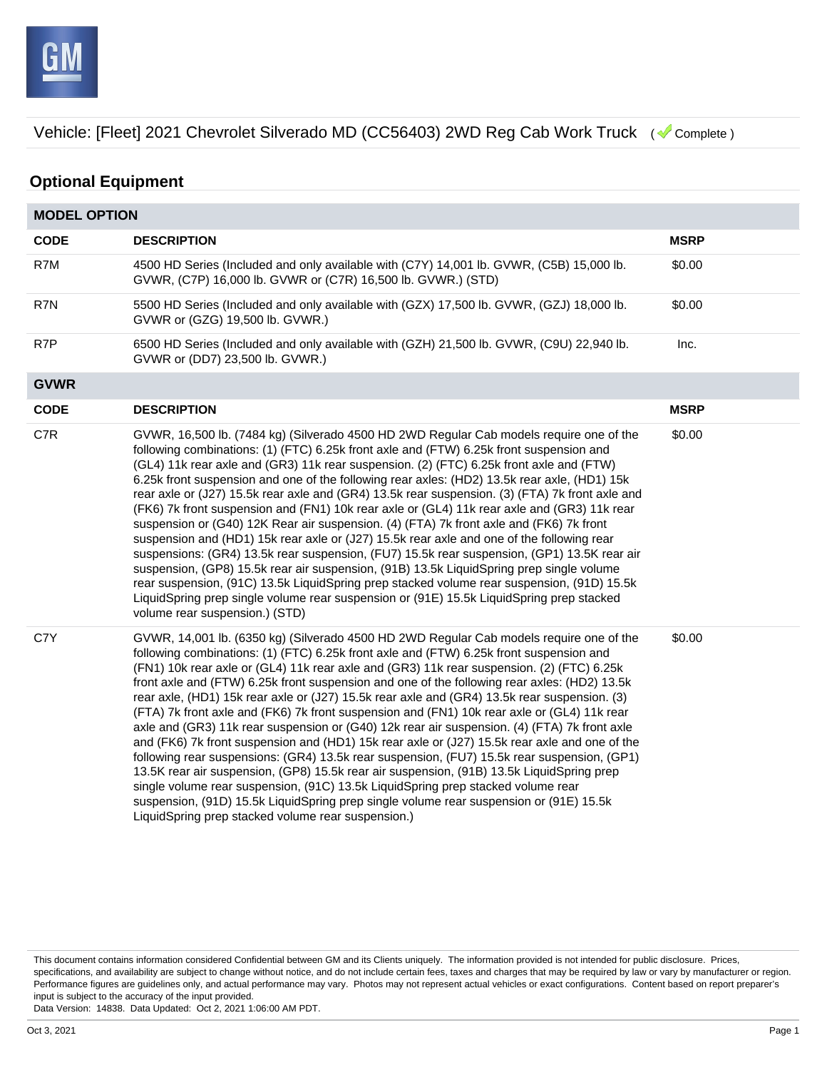Vehicle: [Fleet] 2021 Chevrolet Silverado MD (CC56403) 2WD Reg Cab Work Truck ( Complete )

## Optional Equipment

| MODEL OPTION | | |
|---|---|---|
| **CODE** | **DESCRIPTION** | **MSRP** |
| R7M | 4500 HD Series (Included and only available with (C7Y) 14,001 lb. GVWR, (C5B) 15,000 lb. GVWR, (C7P) 16,000 lb. GVWR or (C7R) 16,500 lb. GVWR.) (STD) | $0.00 |
| R7N | 5500 HD Series (Included and only available with (GZX) 17,500 lb. GVWR, (GZJ) 18,000 lb. GVWR or (GZG) 19,500 lb. GVWR.) | $0.00 |
| R7P | 6500 HD Series (Included and only available with (GZH) 21,500 lb. GVWR, (C9U) 22,940 lb. GVWR or (DD7) 23,500 lb. GVWR.) | Inc. |

| GVWR | | |
|---|---|---|
| **CODE** | **DESCRIPTION** | **MSRP** |
| C7R | GVWR, 16,500 lb. (7484 kg) (Silverado 4500 HD 2WD Regular Cab models require one of the following combinations: (1) (FTC) 6.25k front axle and (FTW) 6.25k front suspension and (GL4) 11k rear axle and (GR3) 11k rear suspension. (2) (FTC) 6.25k front axle and (FTW) 6.25k front suspension and one of the following rear axles: (HD2) 13.5k rear axle, (HD1) 15k rear axle or (J27) 15.5k rear axle and (GR4) 13.5k rear suspension. (3) (FTA) 7k front axle and (FK6) 7k front suspension and (FN1) 10k rear axle or (GL4) 11k rear axle and (GR3) 11k rear suspension or (G40) 12K Rear air suspension. (4) (FTA) 7k front axle and (FK6) 7k front suspension and (HD1) 15k rear axle or (J27) 15.5k rear axle and one of the following rear suspensions: (GR4) 13.5k rear suspension, (FU7) 15.5k rear suspension, (GP1) 13.5K rear air suspension, (GP8) 15.5k rear air suspension, (91B) 13.5k LiquidSpring prep single volume rear suspension, (91C) 13.5k LiquidSpring prep stacked volume rear suspension, (91D) 15.5k LiquidSpring prep single volume rear suspension or (91E) 15.5k LiquidSpring prep stacked volume rear suspension.) (STD) | $0.00 |
| C7Y | GVWR, 14,001 lb. (6350 kg) (Silverado 4500 HD 2WD Regular Cab models require one of the following combinations: (1) (FTC) 6.25k front axle and (FTW) 6.25k front suspension and (FN1) 10k rear axle or (GL4) 11k rear axle and (GR3) 11k rear suspension. (2) (FTC) 6.25k front axle and (FTW) 6.25k front suspension and one of the following rear axles: (HD2) 13.5k rear axle, (HD1) 15k rear axle or (J27) 15.5k rear axle and (GR4) 13.5k rear suspension. (3) (FTA) 7k front axle and (FK6) 7k front suspension and (FN1) 10k rear axle or (GL4) 11k rear axle and (GR3) 11k rear suspension or (G40) 12k rear air suspension. (4) (FTA) 7k front axle and (FK6) 7k front suspension and (HD1) 15k rear axle or (J27) 15.5k rear axle and one of the following rear suspensions: (GR4) 13.5k rear suspension, (FU7) 15.5k rear suspension, (GP1) 13.5K rear air suspension, (GP8) 15.5k rear air suspension, (91B) 13.5k LiquidSpring prep single volume rear suspension, (91C) 13.5k LiquidSpring prep stacked volume rear suspension, (91D) 15.5k LiquidSpring prep single volume rear suspension or (91E) 15.5k LiquidSpring prep stacked volume rear suspension.) | $0.00 |

This document contains information considered Confidential between GM and its Clients uniquely. The information provided is not intended for public disclosure. Prices, specifications, and availability are subject to change without notice, and do not include certain fees, taxes and charges that may be required by law or vary by manufacturer or region. Performance figures are guidelines only, and actual performance may vary. Photos may not represent actual vehicles or exact configurations. Content based on report preparer's input is subject to the accuracy of the input provided.
Data Version: 14838. Data Updated: Oct 2, 2021 1:06:00 AM PDT.

Oct 3, 2021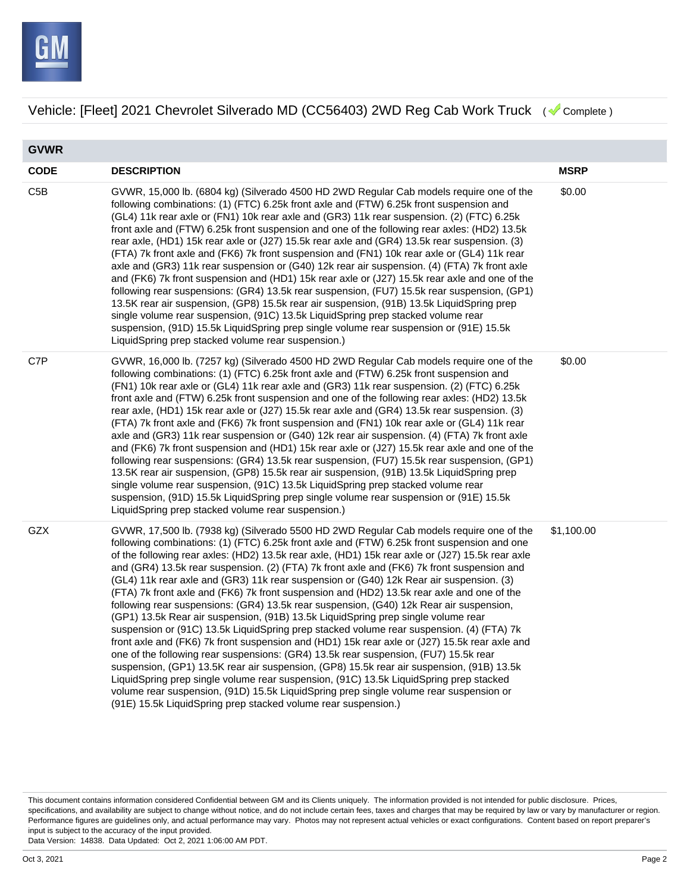Vehicle: [Fleet] 2021 Chevrolet Silverado MD (CC56403) 2WD Reg Cab Work Truck ( Complete )

## GVWR

| CODE | DESCRIPTION | MSRP |
| --- | --- | --- |
| C5B | GVWR, 15,000 lb. (6804 kg) (Silverado 4500 HD 2WD Regular Cab models require one of the following combinations: (1) (FTC) 6.25k front axle and (FTW) 6.25k front suspension and (GL4) 11k rear axle or (FN1) 10k rear axle and (GR3) 11k rear suspension. (2) (FTC) 6.25k front axle and (FTW) 6.25k front suspension and one of the following rear axles: (HD2) 13.5k rear axle, (HD1) 15k rear axle or (J27) 15.5k rear axle and (GR4) 13.5k rear suspension. (3) (FTA) 7k front axle and (FK6) 7k front suspension and (FN1) 10k rear axle or (GL4) 11k rear axle and (GR3) 11k rear suspension or (G40) 12k rear air suspension. (4) (FTA) 7k front axle and (FK6) 7k front suspension and (HD1) 15k rear axle or (J27) 15.5k rear axle and one of the following rear suspensions: (GR4) 13.5k rear suspension, (FU7) 15.5k rear suspension, (GP1) 13.5K rear air suspension, (GP8) 15.5k rear air suspension, (91B) 13.5k LiquidSpring prep single volume rear suspension, (91C) 13.5k LiquidSpring prep stacked volume rear suspension, (91D) 15.5k LiquidSpring prep single volume rear suspension or (91E) 15.5k LiquidSpring prep stacked volume rear suspension.) | $0.00 |
| C7P | GVWR, 16,000 lb. (7257 kg) (Silverado 4500 HD 2WD Regular Cab models require one of the following combinations: (1) (FTC) 6.25k front axle and (FTW) 6.25k front suspension and (FN1) 10k rear axle or (GL4) 11k rear axle and (GR3) 11k rear suspension. (2) (FTC) 6.25k front axle and (FTW) 6.25k front suspension and one of the following rear axles: (HD2) 13.5k rear axle, (HD1) 15k rear axle or (J27) 15.5k rear axle and (GR4) 13.5k rear suspension. (3) (FTA) 7k front axle and (FK6) 7k front suspension and (FN1) 10k rear axle or (GL4) 11k rear axle and (GR3) 11k rear suspension or (G40) 12k rear air suspension. (4) (FTA) 7k front axle and (FK6) 7k front suspension and (HD1) 15k rear axle or (J27) 15.5k rear axle and one of the following rear suspensions: (GR4) 13.5k rear suspension, (FU7) 15.5k rear suspension, (GP1) 13.5K rear air suspension, (GP8) 15.5k rear air suspension, (91B) 13.5k LiquidSpring prep single volume rear suspension, (91C) 13.5k LiquidSpring prep stacked volume rear suspension, (91D) 15.5k LiquidSpring prep single volume rear suspension or (91E) 15.5k LiquidSpring prep stacked volume rear suspension.) | $0.00 |
| GZX | GVWR, 17,500 lb. (7938 kg) (Silverado 5500 HD 2WD Regular Cab models require one of the following combinations: (1) (FTC) 6.25k front axle and (FTW) 6.25k front suspension and one of the following rear axles: (HD2) 13.5k rear axle, (HD1) 15k rear axle or (J27) 15.5k rear axle and (GR4) 13.5k rear suspension. (2) (FTA) 7k front axle and (FK6) 7k front suspension and (GL4) 11k rear axle and (GR3) 11k rear suspension or (G40) 12k Rear air suspension. (3) (FTA) 7k front axle and (FK6) 7k front suspension and (HD2) 13.5k rear axle and one of the following rear suspensions: (GR4) 13.5k rear suspension, (G40) 12k Rear air suspension, (GP1) 13.5k Rear air suspension, (91B) 13.5k LiquidSpring prep single volume rear suspension or (91C) 13.5k LiquidSpring prep stacked volume rear suspension. (4) (FTA) 7k front axle and (FK6) 7k front suspension and (HD1) 15k rear axle or (J27) 15.5k rear axle and one of the following rear suspensions: (GR4) 13.5k rear suspension, (FU7) 15.5k rear suspension, (GP1) 13.5K rear air suspension, (GP8) 15.5k rear air suspension, (91B) 13.5k LiquidSpring prep single volume rear suspension, (91C) 13.5k LiquidSpring prep stacked volume rear suspension, (91D) 15.5k LiquidSpring prep single volume rear suspension or (91E) 15.5k LiquidSpring prep stacked volume rear suspension.) | $1,100.00 |

This document contains information considered Confidential between GM and its Clients uniquely. The information provided is not intended for public disclosure. Prices, specifications, and availability are subject to change without notice, and do not include certain fees, taxes and charges that may be required by law or vary by manufacturer or region. Performance figures are guidelines only, and actual performance may vary. Photos may not represent actual vehicles or exact configurations. Content based on report preparer's input is subject to the accuracy of the input provided.
Data Version: 14838. Data Updated: Oct 2, 2021 1:06:00 AM PDT.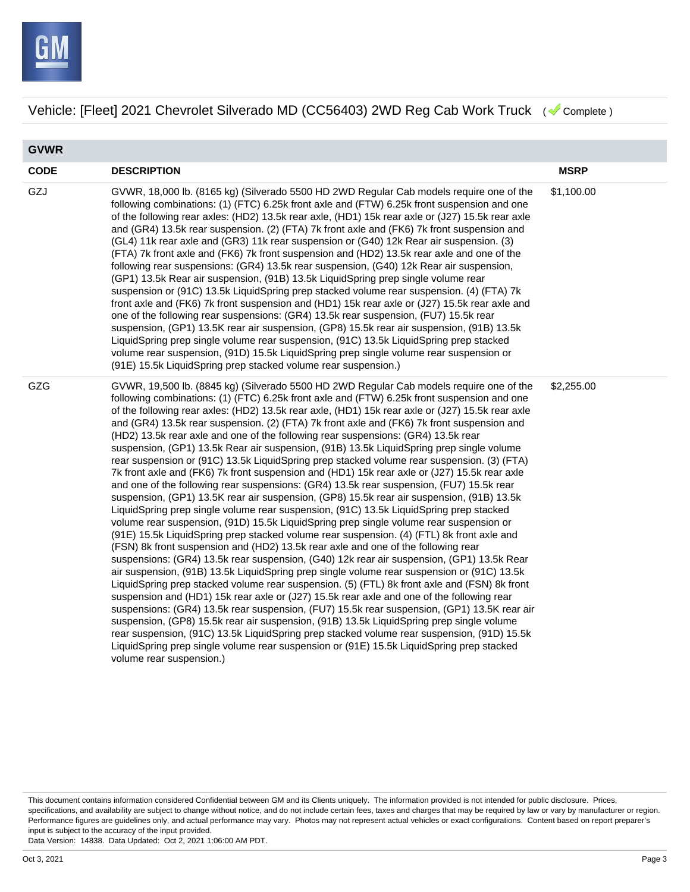Vehicle: [Fleet] 2021 Chevrolet Silverado MD (CC56403) 2WD Reg Cab Work Truck ( Complete )

## GVWR

| CODE | DESCRIPTION | MSRP |
|---|---|---|
| GZJ | GVWR, 18,000 lb. (8165 kg) (Silverado 5500 HD 2WD Regular Cab models require one of the following combinations: (1) (FTC) 6.25k front axle and (FTW) 6.25k front suspension and one of the following rear axles: (HD2) 13.5k rear axle, (HD1) 15k rear axle or (J27) 15.5k rear axle and (GR4) 13.5k rear suspension. (2) (FTA) 7k front axle and (FK6) 7k front suspension and (GL4) 11k rear axle and (GR3) 11k rear suspension or (G40) 12k Rear air suspension. (3) (FTA) 7k front axle and (FK6) 7k front suspension and (HD2) 13.5k rear axle and one of the following rear suspensions: (GR4) 13.5k rear suspension, (G40) 12k Rear air suspension, (GP1) 13.5k Rear air suspension, (91B) 13.5k LiquidSpring prep single volume rear suspension or (91C) 13.5k LiquidSpring prep stacked volume rear suspension. (4) (FTA) 7k front axle and (FK6) 7k front suspension and (HD1) 15k rear axle or (J27) 15.5k rear axle and one of the following rear suspensions: (GR4) 13.5k rear suspension, (FU7) 15.5k rear suspension, (GP1) 13.5K rear air suspension, (GP8) 15.5k rear air suspension, (91B) 13.5k LiquidSpring prep single volume rear suspension, (91C) 13.5k LiquidSpring prep stacked volume rear suspension, (91D) 15.5k LiquidSpring prep single volume rear suspension or (91E) 15.5k LiquidSpring prep stacked volume rear suspension.) | $1,100.00 |
| GZG | GVWR, 19,500 lb. (8845 kg) (Silverado 5500 HD 2WD Regular Cab models require one of the following combinations: (1) (FTC) 6.25k front axle and (FTW) 6.25k front suspension and one of the following rear axles: (HD2) 13.5k rear axle, (HD1) 15k rear axle or (J27) 15.5k rear axle and (GR4) 13.5k rear suspension. (2) (FTA) 7k front axle and (FK6) 7k front suspension and (HD2) 13.5k rear axle and one of the following rear suspensions: (GR4) 13.5k rear suspension, (GP1) 13.5k Rear air suspension, (91B) 13.5k LiquidSpring prep single volume rear suspension or (91C) 13.5k LiquidSpring prep stacked volume rear suspension. (3) (FTA) 7k front axle and (FK6) 7k front suspension and (HD1) 15k rear axle or (J27) 15.5k rear axle and one of the following rear suspensions: (GR4) 13.5k rear suspension, (FU7) 15.5k rear suspension, (GP1) 13.5K rear air suspension, (GP8) 15.5k rear air suspension, (91B) 13.5k LiquidSpring prep single volume rear suspension, (91C) 13.5k LiquidSpring prep stacked volume rear suspension, (91D) 15.5k LiquidSpring prep single volume rear suspension or (91E) 15.5k LiquidSpring prep stacked volume rear suspension. (4) (FTL) 8k front axle and (FSN) 8k front suspension and (HD2) 13.5k rear axle and one of the following rear suspensions: (GR4) 13.5k rear suspension, (G40) 12k rear air suspension, (GP1) 13.5k Rear air suspension, (91B) 13.5k LiquidSpring prep single volume rear suspension or (91C) 13.5k LiquidSpring prep stacked volume rear suspension. (5) (FTL) 8k front axle and (FSN) 8k front suspension and (HD1) 15k rear axle or (J27) 15.5k rear axle and one of the following rear suspensions: (GR4) 13.5k rear suspension, (FU7) 15.5k rear suspension, (GP1) 13.5K rear air suspension, (GP8) 15.5k rear air suspension, (91B) 13.5k LiquidSpring prep single volume rear suspension, (91C) 13.5k LiquidSpring prep stacked volume rear suspension, (91D) 15.5k LiquidSpring prep single volume rear suspension or (91E) 15.5k LiquidSpring prep stacked volume rear suspension.) | $2,255.00 |

This document contains information considered Confidential between GM and its Clients uniquely. The information provided is not intended for public disclosure. Prices, specifications, and availability are subject to change without notice, and do not include certain fees, taxes and charges that may be required by law or vary by manufacturer or region. Performance figures are guidelines only, and actual performance may vary. Photos may not represent actual vehicles or exact configurations. Content based on report preparer's input is subject to the accuracy of the input provided.
Data Version: 14838. Data Updated: Oct 2, 2021 1:06:00 AM PDT.

Oct 3, 2021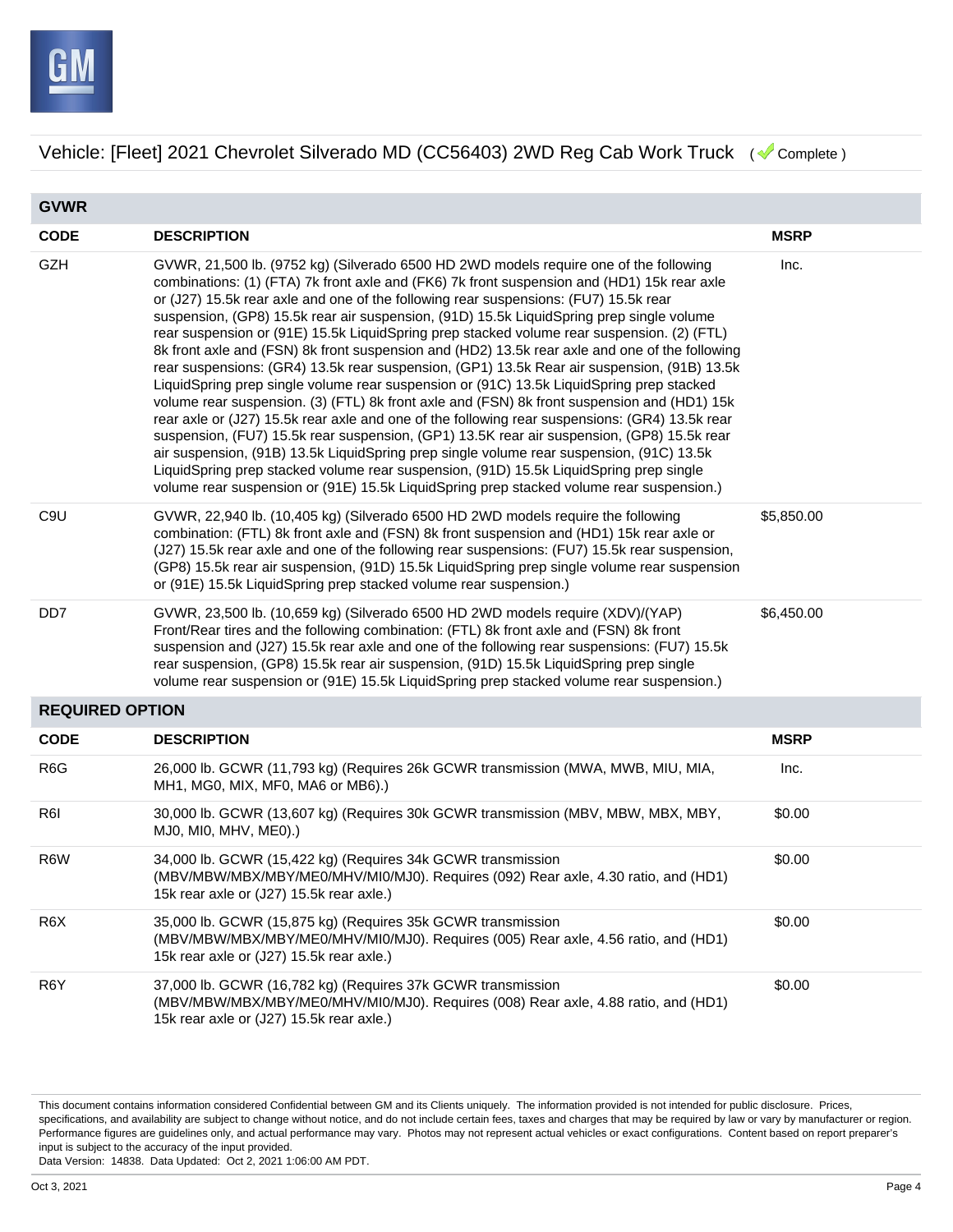Vehicle: [Fleet] 2021 Chevrolet Silverado MD (CC56403) 2WD Reg Cab Work Truck ( Complete )

## GVWR

| CODE | DESCRIPTION | MSRP |
|---|---|---|
| GZH | GVWR, 21,500 lb. (9752 kg) (Silverado 6500 HD 2WD models require one of the following combinations: (1) (FTA) 7k front axle and (FK6) 7k front suspension and (HD1) 15k rear axle or (J27) 15.5k rear axle and one of the following rear suspensions: (FU7) 15.5k rear suspension, (GP8) 15.5k rear air suspension, (91D) 15.5k LiquidSpring prep single volume rear suspension or (91E) 15.5k LiquidSpring prep stacked volume rear suspension. (2) (FTL) 8k front axle and (FSN) 8k front suspension and (HD2) 13.5k rear axle and one of the following rear suspensions: (GR4) 13.5k rear suspension, (GP1) 13.5k Rear air suspension, (91B) 13.5k LiquidSpring prep single volume rear suspension or (91C) 13.5k LiquidSpring prep stacked volume rear suspension. (3) (FTL) 8k front axle and (FSN) 8k front suspension and (HD1) 15k rear axle or (J27) 15.5k rear axle and one of the following rear suspensions: (GR4) 13.5k rear suspension, (FU7) 15.5k rear suspension, (GP1) 13.5K rear air suspension, (GP8) 15.5k rear air suspension, (91B) 13.5k LiquidSpring prep single volume rear suspension, (91C) 13.5k LiquidSpring prep stacked volume rear suspension, (91D) 15.5k LiquidSpring prep single volume rear suspension or (91E) 15.5k LiquidSpring prep stacked volume rear suspension.) | Inc. |
| C9U | GVWR, 22,940 lb. (10,405 kg) (Silverado 6500 HD 2WD models require the following combination: (FTL) 8k front axle and (FSN) 8k front suspension and (HD1) 15k rear axle or (J27) 15.5k rear axle and one of the following rear suspensions: (FU7) 15.5k rear suspension, (GP8) 15.5k rear air suspension, (91D) 15.5k LiquidSpring prep single volume rear suspension or (91E) 15.5k LiquidSpring prep stacked volume rear suspension.) | $5,850.00 |
| DD7 | GVWR, 23,500 lb. (10,659 kg) (Silverado 6500 HD 2WD models require (XDV)/(YAP) Front/Rear tires and the following combination: (FTL) 8k front axle and (FSN) 8k front suspension and (J27) 15.5k rear axle and one of the following rear suspensions: (FU7) 15.5k rear suspension, (GP8) 15.5k rear air suspension, (91D) 15.5k LiquidSpring prep single volume rear suspension or (91E) 15.5k LiquidSpring prep stacked volume rear suspension.) | $6,450.00 |

## REQUIRED OPTION

| CODE | DESCRIPTION | MSRP |
|---|---|---|
| R6G | 26,000 lb. GCWR (11,793 kg) (Requires 26k GCWR transmission (MWA, MWB, MIU, MIA, MH1, MG0, MIX, MF0, MA6 or MB6).) | Inc. |
| R6I | 30,000 lb. GCWR (13,607 kg) (Requires 30k GCWR transmission (MBV, MBW, MBX, MBY, MJ0, MI0, MHV, ME0).) | $0.00 |
| R6W | 34,000 lb. GCWR (15,422 kg) (Requires 34k GCWR transmission (MBV/MBW/MBX/MBY/ME0/MHV/MI0/MJ0). Requires (092) Rear axle, 4.30 ratio, and (HD1) 15k rear axle or (J27) 15.5k rear axle.) | $0.00 |
| R6X | 35,000 lb. GCWR (15,875 kg) (Requires 35k GCWR transmission (MBV/MBW/MBX/MBY/ME0/MHV/MI0/MJ0). Requires (005) Rear axle, 4.56 ratio, and (HD1) 15k rear axle or (J27) 15.5k rear axle.) | $0.00 |
| R6Y | 37,000 lb. GCWR (16,782 kg) (Requires 37k GCWR transmission (MBV/MBW/MBX/MBY/ME0/MHV/MI0/MJ0). Requires (008) Rear axle, 4.88 ratio, and (HD1) 15k rear axle or (J27) 15.5k rear axle.) | $0.00 |

This document contains information considered Confidential between GM and its Clients uniquely. The information provided is not intended for public disclosure. Prices, specifications, and availability are subject to change without notice, and do not include certain fees, taxes and charges that may be required by law or vary by manufacturer or region. Performance figures are guidelines only, and actual performance may vary. Photos may not represent actual vehicles or exact configurations. Content based on report preparer's input is subject to the accuracy of the input provided.
Data Version: 14838. Data Updated: Oct 2, 2021 1:06:00 AM PDT.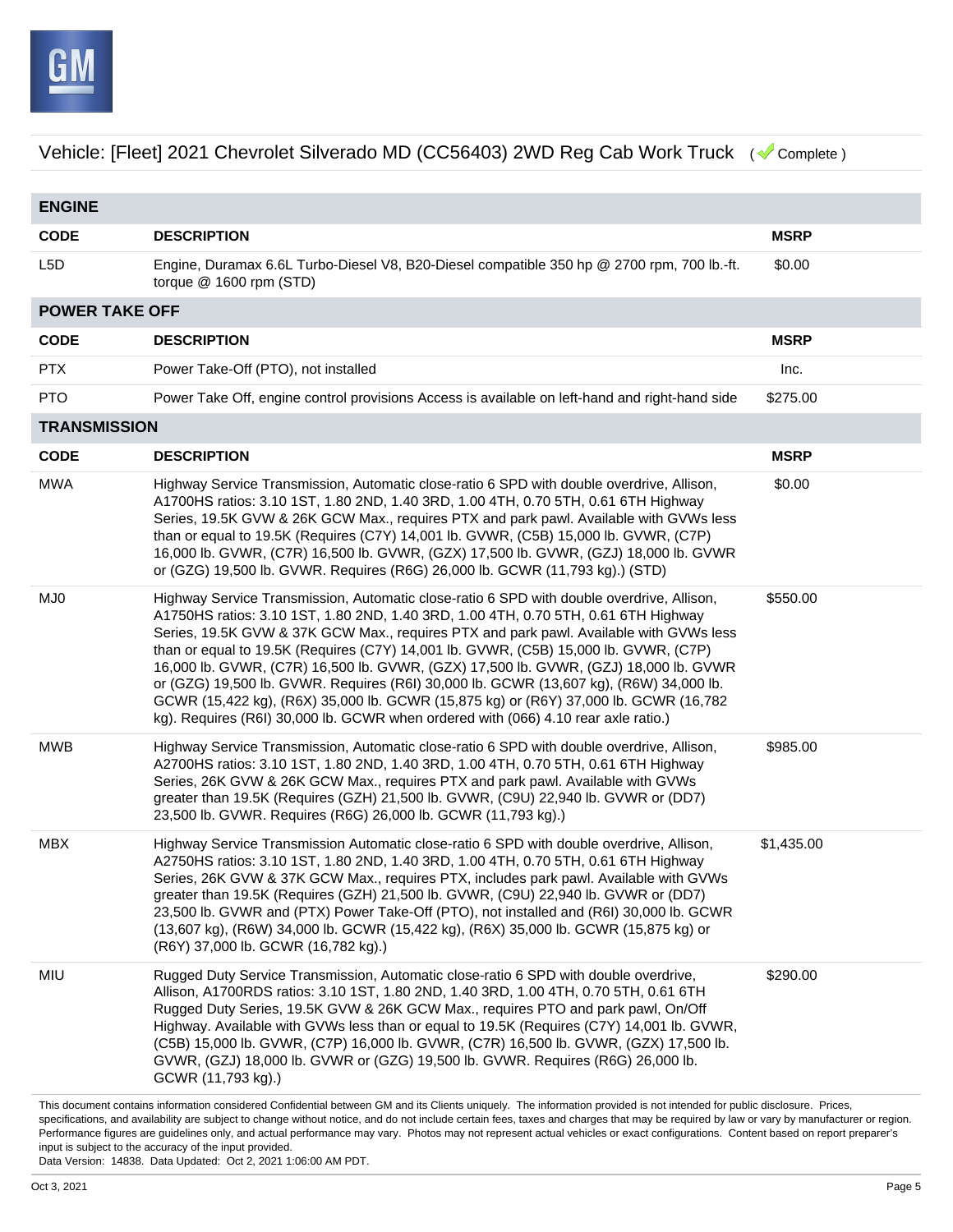Vehicle: [Fleet] 2021 Chevrolet Silverado MD (CC56403) 2WD Reg Cab Work Truck ( Complete )

## ENGINE

| CODE | DESCRIPTION | MSRP |
|---|---|---|
| L5D | Engine, Duramax 6.6L Turbo-Diesel V8, B20-Diesel compatible 350 hp @ 2700 rpm, 700 lb.-ft. torque @ 1600 rpm (STD) | $0.00 |

## POWER TAKE OFF

| CODE | DESCRIPTION | MSRP |
|---|---|---|
| PTX | Power Take-Off (PTO), not installed | Inc. |
| PTO | Power Take Off, engine control provisions Access is available on left-hand and right-hand side | $275.00 |

## TRANSMISSION

| CODE | DESCRIPTION | MSRP |
|---|---|---|
| MWA | Highway Service Transmission, Automatic close-ratio 6 SPD with double overdrive, Allison, A1700HS ratios: 3.10 1ST, 1.80 2ND, 1.40 3RD, 1.00 4TH, 0.70 5TH, 0.61 6TH Highway Series, 19.5K GVW & 26K GCW Max., requires PTX and park pawl. Available with GVWs less than or equal to 19.5K (Requires (C7Y) 14,001 lb. GVWR, (C5B) 15,000 lb. GVWR, (C7P) 16,000 lb. GVWR, (C7R) 16,500 lb. GVWR, (GZX) 17,500 lb. GVWR, (GZJ) 18,000 lb. GVWR or (GZG) 19,500 lb. GVWR. Requires (R6G) 26,000 lb. GCWR (11,793 kg).) (STD) | $0.00 |
| MJ0 | Highway Service Transmission, Automatic close-ratio 6 SPD with double overdrive, Allison, A1750HS ratios: 3.10 1ST, 1.80 2ND, 1.40 3RD, 1.00 4TH, 0.70 5TH, 0.61 6TH Highway Series, 19.5K GVW & 37K GCW Max., requires PTX and park pawl. Available with GVWs less than or equal to 19.5K (Requires (C7Y) 14,001 lb. GVWR, (C5B) 15,000 lb. GVWR, (C7P) 16,000 lb. GVWR, (C7R) 16,500 lb. GVWR, (GZX) 17,500 lb. GVWR, (GZJ) 18,000 lb. GVWR or (GZG) 19,500 lb. GVWR. Requires (R6I) 30,000 lb. GCWR (13,607 kg), (R6W) 34,000 lb. GCWR (15,422 kg), (R6X) 35,000 lb. GCWR (15,875 kg) or (R6Y) 37,000 lb. GCWR (16,782 kg). Requires (R6I) 30,000 lb. GCWR when ordered with (066) 4.10 rear axle ratio.) | $550.00 |
| MWB | Highway Service Transmission, Automatic close-ratio 6 SPD with double overdrive, Allison, A2700HS ratios: 3.10 1ST, 1.80 2ND, 1.40 3RD, 1.00 4TH, 0.70 5TH, 0.61 6TH Highway Series, 26K GVW & 26K GCW Max., requires PTX and park pawl. Available with GVWs greater than 19.5K (Requires (GZH) 21,500 lb. GVWR, (C9U) 22,940 lb. GVWR or (DD7) 23,500 lb. GVWR. Requires (R6G) 26,000 lb. GCWR (11,793 kg).) | $985.00 |
| MBX | Highway Service Transmission Automatic close-ratio 6 SPD with double overdrive, Allison, A2750HS ratios: 3.10 1ST, 1.80 2ND, 1.40 3RD, 1.00 4TH, 0.70 5TH, 0.61 6TH Highway Series, 26K GVW & 37K GCW Max., requires PTX, includes park pawl. Available with GVWs greater than 19.5K (Requires (GZH) 21,500 lb. GVWR, (C9U) 22,940 lb. GVWR or (DD7) 23,500 lb. GVWR and (PTX) Power Take-Off (PTO), not installed and (R6I) 30,000 lb. GCWR (13,607 kg), (R6W) 34,000 lb. GCWR (15,422 kg), (R6X) 35,000 lb. GCWR (15,875 kg) or (R6Y) 37,000 lb. GCWR (16,782 kg).) | $1,435.00 |
| MIU | Rugged Duty Service Transmission, Automatic close-ratio 6 SPD with double overdrive, Allison, A1700RDS ratios: 3.10 1ST, 1.80 2ND, 1.40 3RD, 1.00 4TH, 0.70 5TH, 0.61 6TH Rugged Duty Series, 19.5K GVW & 26K GCW Max., requires PTO and park pawl, On/Off Highway. Available with GVWs less than or equal to 19.5K (Requires (C7Y) 14,001 lb. GVWR, (C5B) 15,000 lb. GVWR, (C7P) 16,000 lb. GVWR, (C7R) 16,500 lb. GVWR, (GZX) 17,500 lb. GVWR, (GZJ) 18,000 lb. GVWR or (GZG) 19,500 lb. GVWR. Requires (R6G) 26,000 lb. GCWR (11,793 kg).) | $290.00 |

This document contains information considered Confidential between GM and its Clients uniquely. The information provided is not intended for public disclosure. Prices, specifications, and availability are subject to change without notice, and do not include certain fees, taxes and charges that may be required by law or vary by manufacturer or region. Performance figures are guidelines only, and actual performance may vary. Photos may not represent actual vehicles or exact configurations. Content based on report preparer's input is subject to the accuracy of the input provided.
Data Version: 14838. Data Updated: Oct 2, 2021 1:06:00 AM PDT.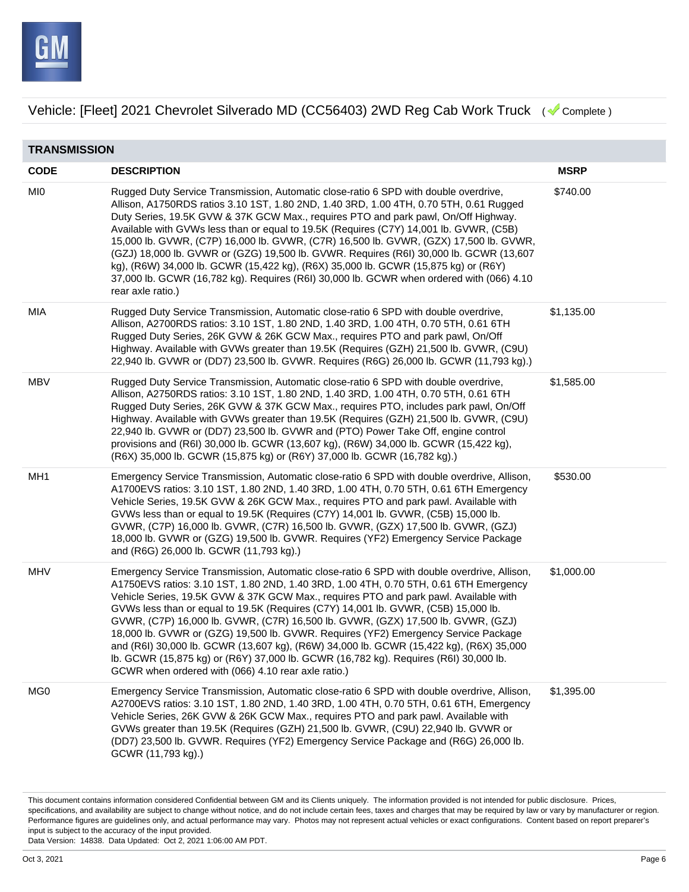Vehicle: [Fleet] 2021 Chevrolet Silverado MD (CC56403) 2WD Reg Cab Work Truck ( Complete )

## TRANSMISSION

| CODE | DESCRIPTION | MSRP |
|---|---|---|
| MI0 | Rugged Duty Service Transmission, Automatic close-ratio 6 SPD with double overdrive, Allison, A1750RDS ratios 3.10 1ST, 1.80 2ND, 1.40 3RD, 1.00 4TH, 0.70 5TH, 0.61 Rugged Duty Series, 19.5K GVW & 37K GCW Max., requires PTO and park pawl, On/Off Highway. Available with GVWs less than or equal to 19.5K (Requires (C7Y) 14,001 lb. GVWR, (C5B) 15,000 lb. GVWR, (C7P) 16,000 lb. GVWR, (C7R) 16,500 lb. GVWR, (GZX) 17,500 lb. GVWR, (GZJ) 18,000 lb. GVWR or (GZG) 19,500 lb. GVWR. Requires (R6I) 30,000 lb. GCWR (13,607 kg), (R6W) 34,000 lb. GCWR (15,422 kg), (R6X) 35,000 lb. GCWR (15,875 kg) or (R6Y) 37,000 lb. GCWR (16,782 kg). Requires (R6I) 30,000 lb. GCWR when ordered with (066) 4.10 rear axle ratio.) | $740.00 |
| MIA | Rugged Duty Service Transmission, Automatic close-ratio 6 SPD with double overdrive, Allison, A2700RDS ratios: 3.10 1ST, 1.80 2ND, 1.40 3RD, 1.00 4TH, 0.70 5TH, 0.61 6TH Rugged Duty Series, 26K GVW & 26K GCW Max., requires PTO and park pawl, On/Off Highway. Available with GVWs greater than 19.5K (Requires (GZH) 21,500 lb. GVWR, (C9U) 22,940 lb. GVWR or (DD7) 23,500 lb. GVWR. Requires (R6G) 26,000 lb. GCWR (11,793 kg).) | $1,135.00 |
| MBV | Rugged Duty Service Transmission, Automatic close-ratio 6 SPD with double overdrive, Allison, A2750RDS ratios: 3.10 1ST, 1.80 2ND, 1.40 3RD, 1.00 4TH, 0.70 5TH, 0.61 6TH Rugged Duty Series, 26K GVW & 37K GCW Max., requires PTO, includes park pawl, On/Off Highway. Available with GVWs greater than 19.5K (Requires (GZH) 21,500 lb. GVWR, (C9U) 22,940 lb. GVWR or (DD7) 23,500 lb. GVWR and (PTO) Power Take Off, engine control provisions and (R6I) 30,000 lb. GCWR (13,607 kg), (R6W) 34,000 lb. GCWR (15,422 kg), (R6X) 35,000 lb. GCWR (15,875 kg) or (R6Y) 37,000 lb. GCWR (16,782 kg).) | $1,585.00 |
| MH1 | Emergency Service Transmission, Automatic close-ratio 6 SPD with double overdrive, Allison, A1700EVS ratios: 3.10 1ST, 1.80 2ND, 1.40 3RD, 1.00 4TH, 0.70 5TH, 0.61 6TH Emergency Vehicle Series, 19.5K GVW & 26K GCW Max., requires PTO and park pawl. Available with GVWs less than or equal to 19.5K (Requires (C7Y) 14,001 lb. GVWR, (C5B) 15,000 lb. GVWR, (C7P) 16,000 lb. GVWR, (C7R) 16,500 lb. GVWR, (GZX) 17,500 lb. GVWR, (GZJ) 18,000 lb. GVWR or (GZG) 19,500 lb. GVWR. Requires (YF2) Emergency Service Package and (R6G) 26,000 lb. GCWR (11,793 kg).) | $530.00 |
| MHV | Emergency Service Transmission, Automatic close-ratio 6 SPD with double overdrive, Allison, A1750EVS ratios: 3.10 1ST, 1.80 2ND, 1.40 3RD, 1.00 4TH, 0.70 5TH, 0.61 6TH Emergency Vehicle Series, 19.5K GVW & 37K GCW Max., requires PTO and park pawl. Available with GVWs less than or equal to 19.5K (Requires (C7Y) 14,001 lb. GVWR, (C5B) 15,000 lb. GVWR, (C7P) 16,000 lb. GVWR, (C7R) 16,500 lb. GVWR, (GZX) 17,500 lb. GVWR, (GZJ) 18,000 lb. GVWR or (GZG) 19,500 lb. GVWR. Requires (YF2) Emergency Service Package and (R6I) 30,000 lb. GCWR (13,607 kg), (R6W) 34,000 lb. GCWR (15,422 kg), (R6X) 35,000 lb. GCWR (15,875 kg) or (R6Y) 37,000 lb. GCWR (16,782 kg). Requires (R6I) 30,000 lb. GCWR when ordered with (066) 4.10 rear axle ratio.) | $1,000.00 |
| MG0 | Emergency Service Transmission, Automatic close-ratio 6 SPD with double overdrive, Allison, A2700EVS ratios: 3.10 1ST, 1.80 2ND, 1.40 3RD, 1.00 4TH, 0.70 5TH, 0.61 6TH, Emergency Vehicle Series, 26K GVW & 26K GCW Max., requires PTO and park pawl. Available with GVWs greater than 19.5K (Requires (GZH) 21,500 lb. GVWR, (C9U) 22,940 lb. GVWR or (DD7) 23,500 lb. GVWR. Requires (YF2) Emergency Service Package and (R6G) 26,000 lb. GCWR (11,793 kg).) | $1,395.00 |

This document contains information considered Confidential between GM and its Clients uniquely. The information provided is not intended for public disclosure. Prices, specifications, and availability are subject to change without notice, and do not include certain fees, taxes and charges that may be required by law or vary by manufacturer or region. Performance figures are guidelines only, and actual performance may vary. Photos may not represent actual vehicles or exact configurations. Content based on report preparer's input is subject to the accuracy of the input provided.
Data Version: 14838. Data Updated: Oct 2, 2021 1:06:00 AM PDT.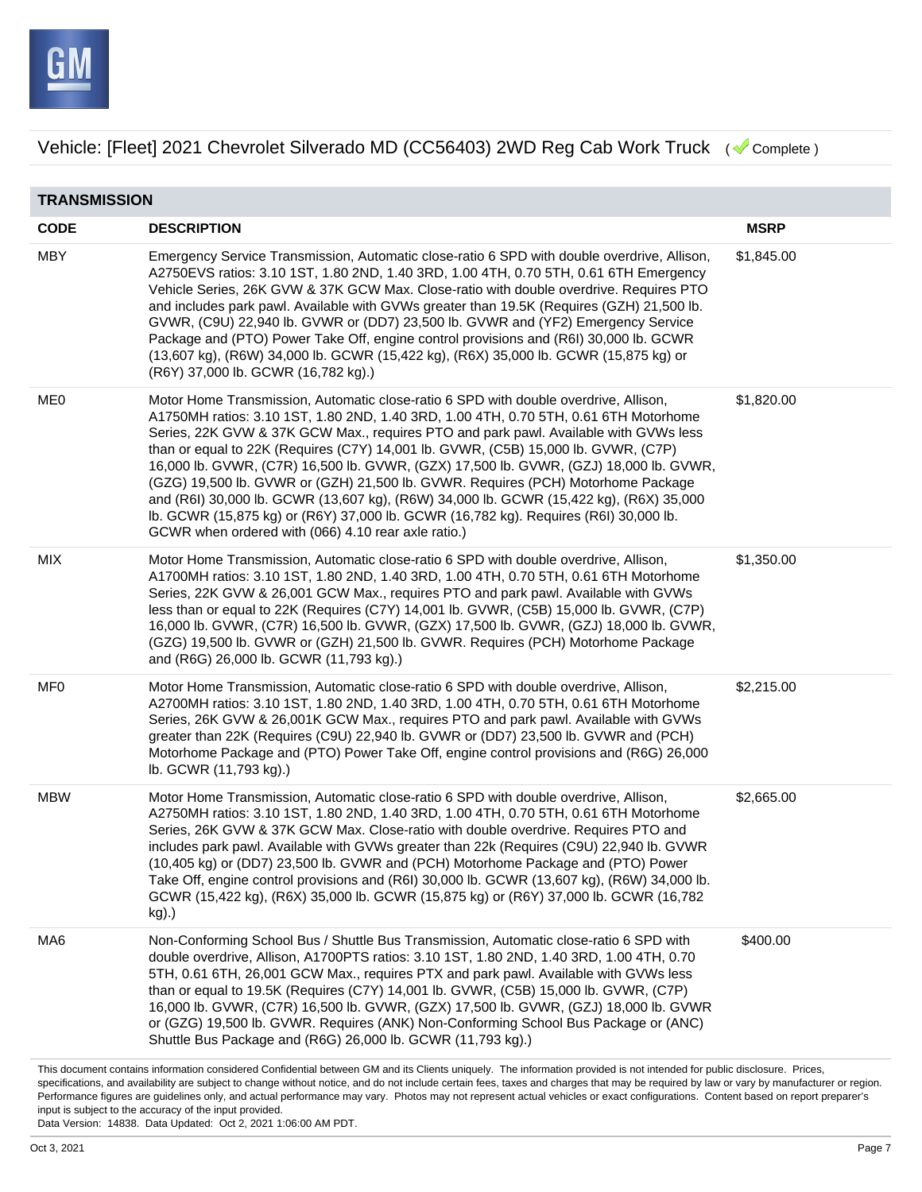Vehicle: [Fleet] 2021 Chevrolet Silverado MD (CC56403) 2WD Reg Cab Work Truck ( Complete )

## TRANSMISSION

| CODE | DESCRIPTION | MSRP |
|---|---|---|
| MBY | Emergency Service Transmission, Automatic close-ratio 6 SPD with double overdrive, Allison, A2750EVS ratios: 3.10 1ST, 1.80 2ND, 1.40 3RD, 1.00 4TH, 0.70 5TH, 0.61 6TH Emergency Vehicle Series, 26K GVW & 37K GCW Max. Close-ratio with double overdrive. Requires PTO and includes park pawl. Available with GVWs greater than 19.5K (Requires (GZH) 21,500 lb. GVWR, (C9U) 22,940 lb. GVWR or (DD7) 23,500 lb. GVWR and (YF2) Emergency Service Package and (PTO) Power Take Off, engine control provisions and (R6I) 30,000 lb. GCWR (13,607 kg), (R6W) 34,000 lb. GCWR (15,422 kg), (R6X) 35,000 lb. GCWR (15,875 kg) or (R6Y) 37,000 lb. GCWR (16,782 kg).) | $1,845.00 |
| ME0 | Motor Home Transmission, Automatic close-ratio 6 SPD with double overdrive, Allison, A1750MH ratios: 3.10 1ST, 1.80 2ND, 1.40 3RD, 1.00 4TH, 0.70 5TH, 0.61 6TH Motorhome Series, 22K GVW & 37K GCW Max., requires PTO and park pawl. Available with GVWs less than or equal to 22K (Requires (C7Y) 14,001 lb. GVWR, (C5B) 15,000 lb. GVWR, (C7P) 16,000 lb. GVWR, (C7R) 16,500 lb. GVWR, (GZX) 17,500 lb. GVWR, (GZJ) 18,000 lb. GVWR, (GZG) 19,500 lb. GVWR or (GZH) 21,500 lb. GVWR. Requires (PCH) Motorhome Package and (R6I) 30,000 lb. GCWR (13,607 kg), (R6W) 34,000 lb. GCWR (15,422 kg), (R6X) 35,000 lb. GCWR (15,875 kg) or (R6Y) 37,000 lb. GCWR (16,782 kg). Requires (R6I) 30,000 lb. GCWR when ordered with (066) 4.10 rear axle ratio.) | $1,820.00 |
| MIX | Motor Home Transmission, Automatic close-ratio 6 SPD with double overdrive, Allison, A1700MH ratios: 3.10 1ST, 1.80 2ND, 1.40 3RD, 1.00 4TH, 0.70 5TH, 0.61 6TH Motorhome Series, 22K GVW & 26,001 GCW Max., requires PTO and park pawl. Available with GVWs less than or equal to 22K (Requires (C7Y) 14,001 lb. GVWR, (C5B) 15,000 lb. GVWR, (C7P) 16,000 lb. GVWR, (C7R) 16,500 lb. GVWR, (GZX) 17,500 lb. GVWR, (GZJ) 18,000 lb. GVWR, (GZG) 19,500 lb. GVWR or (GZH) 21,500 lb. GVWR. Requires (PCH) Motorhome Package and (R6G) 26,000 lb. GCWR (11,793 kg).) | $1,350.00 |
| MF0 | Motor Home Transmission, Automatic close-ratio 6 SPD with double overdrive, Allison, A2700MH ratios: 3.10 1ST, 1.80 2ND, 1.40 3RD, 1.00 4TH, 0.70 5TH, 0.61 6TH Motorhome Series, 26K GVW & 26,001K GCW Max., requires PTO and park pawl. Available with GVWs greater than 22K (Requires (C9U) 22,940 lb. GVWR or (DD7) 23,500 lb. GVWR and (PCH) Motorhome Package and (PTO) Power Take Off, engine control provisions and (R6G) 26,000 lb. GCWR (11,793 kg).) | $2,215.00 |
| MBW | Motor Home Transmission, Automatic close-ratio 6 SPD with double overdrive, Allison, A2750MH ratios: 3.10 1ST, 1.80 2ND, 1.40 3RD, 1.00 4TH, 0.70 5TH, 0.61 6TH Motorhome Series, 26K GVW & 37K GCW Max. Close-ratio with double overdrive. Requires PTO and includes park pawl. Available with GVWs greater than 22k (Requires (C9U) 22,940 lb. GVWR (10,405 kg) or (DD7) 23,500 lb. GVWR and (PCH) Motorhome Package and (PTO) Power Take Off, engine control provisions and (R6I) 30,000 lb. GCWR (13,607 kg), (R6W) 34,000 lb. GCWR (15,422 kg), (R6X) 35,000 lb. GCWR (15,875 kg) or (R6Y) 37,000 lb. GCWR (16,782 kg).) | $2,665.00 |
| MA6 | Non-Conforming School Bus / Shuttle Bus Transmission, Automatic close-ratio 6 SPD with double overdrive, Allison, A1700PTS ratios: 3.10 1ST, 1.80 2ND, 1.40 3RD, 1.00 4TH, 0.70 5TH, 0.61 6TH, 26,001 GCW Max., requires PTX and park pawl. Available with GVWs less than or equal to 19.5K (Requires (C7Y) 14,001 lb. GVWR, (C5B) 15,000 lb. GVWR, (C7P) 16,000 lb. GVWR, (C7R) 16,500 lb. GVWR, (GZX) 17,500 lb. GVWR, (GZJ) 18,000 lb. GVWR or (GZG) 19,500 lb. GVWR. Requires (ANK) Non-Conforming School Bus Package or (ANC) Shuttle Bus Package and (R6G) 26,000 lb. GCWR (11,793 kg).) | $400.00 |

This document contains information considered Confidential between GM and its Clients uniquely. The information provided is not intended for public disclosure. Prices, specifications, and availability are subject to change without notice, and do not include certain fees, taxes and charges that may be required by law or vary by manufacturer or region. Performance figures are guidelines only, and actual performance may vary. Photos may not represent actual vehicles or exact configurations. Content based on report preparer's input is subject to the accuracy of the input provided.
Data Version: 14838. Data Updated: Oct 2, 2021 1:06:00 AM PDT.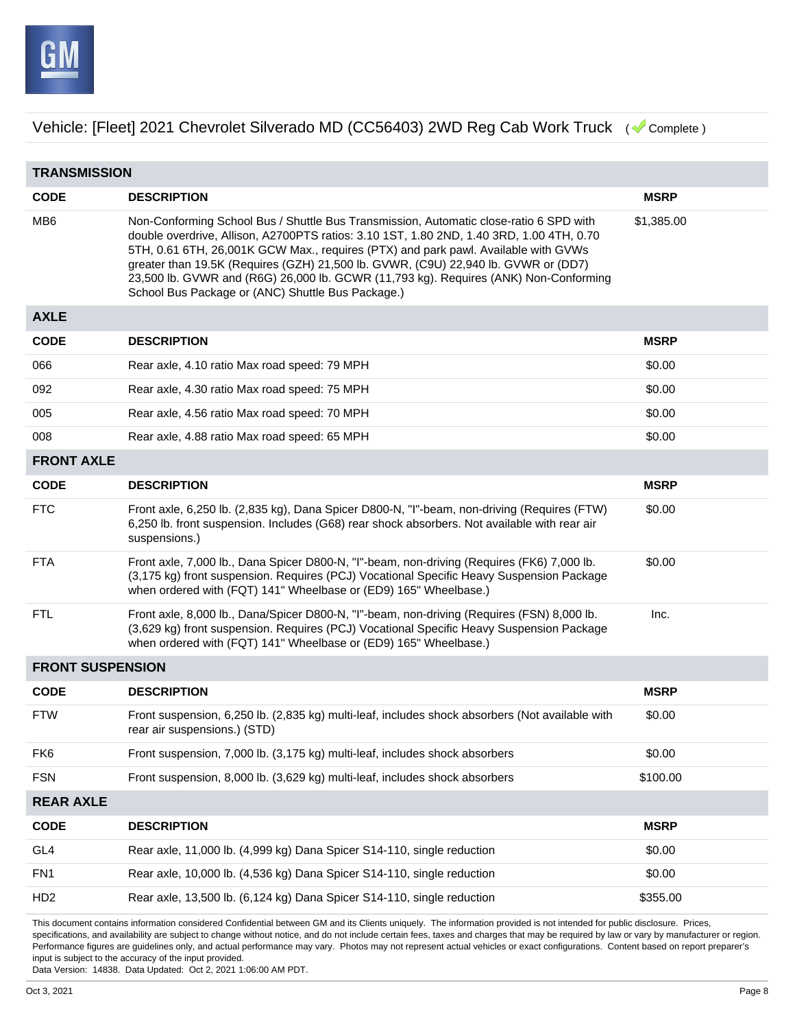Vehicle: [Fleet] 2021 Chevrolet Silverado MD (CC56403) 2WD Reg Cab Work Truck ( Complete )

## TRANSMISSION

| CODE | DESCRIPTION | MSRP |
|---|---|---|
| MB6 | Non-Conforming School Bus / Shuttle Bus Transmission, Automatic close-ratio 6 SPD with double overdrive, Allison, A2700PTS ratios: 3.10 1ST, 1.80 2ND, 1.40 3RD, 1.00 4TH, 0.70 5TH, 0.61 6TH, 26,001K GCW Max., requires (PTX) and park pawl. Available with GVWs greater than 19.5K (Requires (GZH) 21,500 lb. GVWR, (C9U) 22,940 lb. GVWR or (DD7) 23,500 lb. GVWR and (R6G) 26,000 lb. GCWR (11,793 kg). Requires (ANK) Non-Conforming School Bus Package or (ANC) Shuttle Bus Package.) | $1,385.00 |

## AXLE

| CODE | DESCRIPTION | MSRP |
|---|---|---|
| 066 | Rear axle, 4.10 ratio Max road speed: 79 MPH | $0.00 |
| 092 | Rear axle, 4.30 ratio Max road speed: 75 MPH | $0.00 |
| 005 | Rear axle, 4.56 ratio Max road speed: 70 MPH | $0.00 |
| 008 | Rear axle, 4.88 ratio Max road speed: 65 MPH | $0.00 |

## FRONT AXLE

| CODE | DESCRIPTION | MSRP |
|---|---|---|
| FTC | Front axle, 6,250 lb. (2,835 kg), Dana Spicer D800-N, "I"-beam, non-driving (Requires (FTW) 6,250 lb. front suspension. Includes (G68) rear shock absorbers. Not available with rear air suspensions.) | $0.00 |
| FTA | Front axle, 7,000 lb., Dana Spicer D800-N, "I"-beam, non-driving (Requires (FK6) 7,000 lb. (3,175 kg) front suspension. Requires (PCJ) Vocational Specific Heavy Suspension Package when ordered with (FQT) 141" Wheelbase or (ED9) 165" Wheelbase.) | $0.00 |
| FTL | Front axle, 8,000 lb., Dana/Spicer D800-N, "I"-beam, non-driving (Requires (FSN) 8,000 lb. (3,629 kg) front suspension. Requires (PCJ) Vocational Specific Heavy Suspension Package when ordered with (FQT) 141" Wheelbase or (ED9) 165" Wheelbase.) | Inc. |

## FRONT SUSPENSION

| CODE | DESCRIPTION | MSRP |
|---|---|---|
| FTW | Front suspension, 6,250 lb. (2,835 kg) multi-leaf, includes shock absorbers (Not available with rear air suspensions.) (STD) | $0.00 |
| FK6 | Front suspension, 7,000 lb. (3,175 kg) multi-leaf, includes shock absorbers | $0.00 |
| FSN | Front suspension, 8,000 lb. (3,629 kg) multi-leaf, includes shock absorbers | $100.00 |

## REAR AXLE

| CODE | DESCRIPTION | MSRP |
|---|---|---|
| GL4 | Rear axle, 11,000 lb. (4,999 kg) Dana Spicer S14-110, single reduction | $0.00 |
| FN1 | Rear axle, 10,000 lb. (4,536 kg) Dana Spicer S14-110, single reduction | $0.00 |
| HD2 | Rear axle, 13,500 lb. (6,124 kg) Dana Spicer S14-110, single reduction | $355.00 |

This document contains information considered Confidential between GM and its Clients uniquely. The information provided is not intended for public disclosure. Prices, specifications, and availability are subject to change without notice, and do not include certain fees, taxes and charges that may be required by law or vary by manufacturer or region. Performance figures are guidelines only, and actual performance may vary. Photos may not represent actual vehicles or exact configurations. Content based on report preparer's input is subject to the accuracy of the input provided.
Data Version: 14838. Data Updated: Oct 2, 2021 1:06:00 AM PDT.

Oct 3, 2021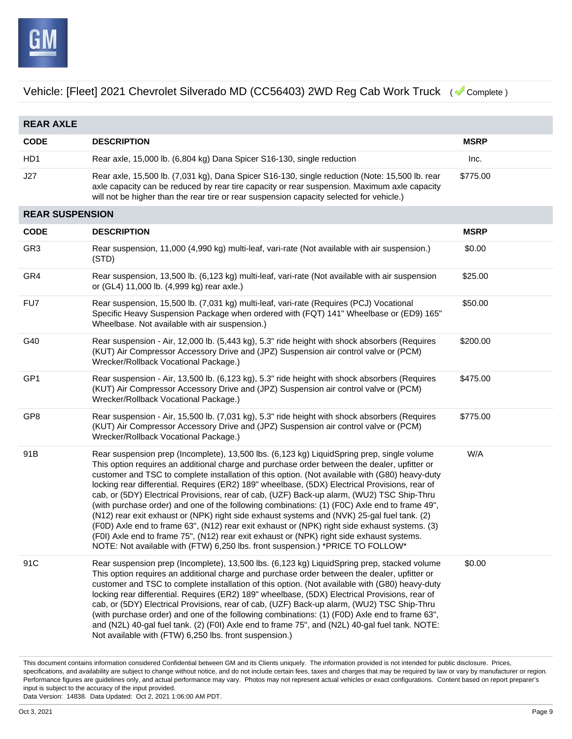Vehicle: [Fleet] 2021 Chevrolet Silverado MD (CC56403) 2WD Reg Cab Work Truck ( Complete )

## REAR AXLE

| CODE | DESCRIPTION | MSRP |
|---|---|---|
| HD1 | Rear axle, 15,000 lb. (6,804 kg) Dana Spicer S16-130, single reduction | Inc. |
| J27 | Rear axle, 15,500 lb. (7,031 kg), Dana Spicer S16-130, single reduction (Note: 15,500 lb. rear axle capacity can be reduced by rear tire capacity or rear suspension. Maximum axle capacity will not be higher than the rear tire or rear suspension capacity selected for vehicle.) | $775.00 |

## REAR SUSPENSION

| CODE | DESCRIPTION | MSRP |
|---|---|---|
| GR3 | Rear suspension, 11,000 (4,990 kg) multi-leaf, vari-rate (Not available with air suspension.) (STD) | $0.00 |
| GR4 | Rear suspension, 13,500 lb. (6,123 kg) multi-leaf, vari-rate (Not available with air suspension or (GL4) 11,000 lb. (4,999 kg) rear axle.) | $25.00 |
| FU7 | Rear suspension, 15,500 lb. (7,031 kg) multi-leaf, vari-rate (Requires (PCJ) Vocational Specific Heavy Suspension Package when ordered with (FQT) 141" Wheelbase or (ED9) 165" Wheelbase. Not available with air suspension.) | $50.00 |
| G40 | Rear suspension - Air, 12,000 lb. (5,443 kg), 5.3" ride height with shock absorbers (Requires (KUT) Air Compressor Accessory Drive and (JPZ) Suspension air control valve or (PCM) Wrecker/Rollback Vocational Package.) | $200.00 |
| GP1 | Rear suspension - Air, 13,500 lb. (6,123 kg), 5.3" ride height with shock absorbers (Requires (KUT) Air Compressor Accessory Drive and (JPZ) Suspension air control valve or (PCM) Wrecker/Rollback Vocational Package.) | $475.00 |
| GP8 | Rear suspension - Air, 15,500 lb. (7,031 kg), 5.3" ride height with shock absorbers (Requires (KUT) Air Compressor Accessory Drive and (JPZ) Suspension air control valve or (PCM) Wrecker/Rollback Vocational Package.) | $775.00 |
| 91B | Rear suspension prep (Incomplete), 13,500 lbs. (6,123 kg) LiquidSpring prep, single volume This option requires an additional charge and purchase order between the dealer, upfitter or customer and TSC to complete installation of this option. (Not available with (G80) heavy-duty locking rear differential. Requires (ER2) 189" wheelbase, (5DX) Electrical Provisions, rear of cab, or (5DY) Electrical Provisions, rear of cab, (UZF) Back-up alarm, (WU2) TSC Ship-Thru (with purchase order) and one of the following combinations: (1) (F0C) Axle end to frame 49", (N12) rear exit exhaust or (NPK) right side exhaust systems and (NVK) 25-gal fuel tank. (2) (F0D) Axle end to frame 63", (N12) rear exit exhaust or (NPK) right side exhaust systems. (3) (F0I) Axle end to frame 75", (N12) rear exit exhaust or (NPK) right side exhaust systems. NOTE: Not available with (FTW) 6,250 lbs. front suspension.) *PRICE TO FOLLOW* | W/A |
| 91C | Rear suspension prep (Incomplete), 13,500 lbs. (6,123 kg) LiquidSpring prep, stacked volume This option requires an additional charge and purchase order between the dealer, upfitter or customer and TSC to complete installation of this option. (Not available with (G80) heavy-duty locking rear differential. Requires (ER2) 189" wheelbase, (5DX) Electrical Provisions, rear of cab, or (5DY) Electrical Provisions, rear of cab, (UZF) Back-up alarm, (WU2) TSC Ship-Thru (with purchase order) and one of the following combinations: (1) (F0D) Axle end to frame 63", and (N2L) 40-gal fuel tank. (2) (F0I) Axle end to frame 75", and (N2L) 40-gal fuel tank. NOTE: Not available with (FTW) 6,250 lbs. front suspension.) | $0.00 |

This document contains information considered Confidential between GM and its Clients uniquely. The information provided is not intended for public disclosure. Prices, specifications, and availability are subject to change without notice, and do not include certain fees, taxes and charges that may be required by law or vary by manufacturer or region. Performance figures are guidelines only, and actual performance may vary. Photos may not represent actual vehicles or exact configurations. Content based on report preparer's input is subject to the accuracy of the input provided.
Data Version: 14838. Data Updated: Oct 2, 2021 1:06:00 AM PDT.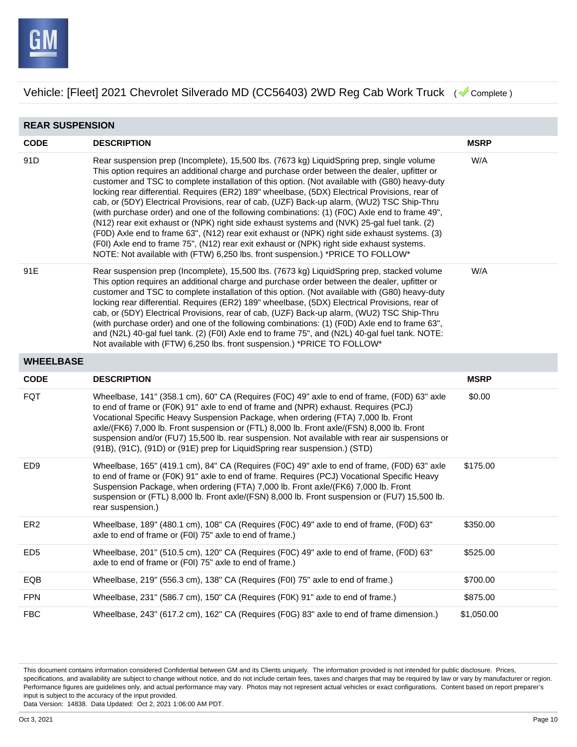Vehicle: [Fleet] 2021 Chevrolet Silverado MD (CC56403) 2WD Reg Cab Work Truck ( Complete )

## REAR SUSPENSION

| CODE | DESCRIPTION | MSRP |
|---|---|---|
| 91D | Rear suspension prep (Incomplete), 15,500 lbs. (7673 kg) LiquidSpring prep, single volume This option requires an additional charge and purchase order between the dealer, upfitter or customer and TSC to complete installation of this option. (Not available with (G80) heavy-duty locking rear differential. Requires (ER2) 189" wheelbase, (5DX) Electrical Provisions, rear of cab, or (5DY) Electrical Provisions, rear of cab, (UZF) Back-up alarm, (WU2) TSC Ship-Thru (with purchase order) and one of the following combinations: (1) (F0C) Axle end to frame 49", (N12) rear exit exhaust or (NPK) right side exhaust systems and (NVK) 25-gal fuel tank. (2) (F0D) Axle end to frame 63", (N12) rear exit exhaust or (NPK) right side exhaust systems. (3) (F0I) Axle end to frame 75", (N12) rear exit exhaust or (NPK) right side exhaust systems. NOTE: Not available with (FTW) 6,250 lbs. front suspension.) *PRICE TO FOLLOW* | W/A |
| 91E | Rear suspension prep (Incomplete), 15,500 lbs. (7673 kg) LiquidSpring prep, stacked volume This option requires an additional charge and purchase order between the dealer, upfitter or customer and TSC to complete installation of this option. (Not available with (G80) heavy-duty locking rear differential. Requires (ER2) 189" wheelbase, (5DX) Electrical Provisions, rear of cab, or (5DY) Electrical Provisions, rear of cab, (UZF) Back-up alarm, (WU2) TSC Ship-Thru (with purchase order) and one of the following combinations: (1) (F0D) Axle end to frame 63", and (N2L) 40-gal fuel tank. (2) (F0I) Axle end to frame 75", and (N2L) 40-gal fuel tank. NOTE: Not available with (FTW) 6,250 lbs. front suspension.) *PRICE TO FOLLOW* | W/A |

## WHEELBASE

| CODE | DESCRIPTION | MSRP |
|---|---|---|
| FQT | Wheelbase, 141" (358.1 cm), 60" CA (Requires (F0C) 49" axle to end of frame, (F0D) 63" axle to end of frame or (F0K) 91" axle to end of frame and (NPR) exhaust. Requires (PCJ) Vocational Specific Heavy Suspension Package, when ordering (FTA) 7,000 lb. Front axle/(FK6) 7,000 lb. Front suspension or (FTL) 8,000 lb. Front axle/(FSN) 8,000 lb. Front suspension and/or (FU7) 15,500 lb. rear suspension. Not available with rear air suspensions or (91B), (91C), (91D) or (91E) prep for LiquidSpring rear suspension.) (STD) | $0.00 |
| ED9 | Wheelbase, 165" (419.1 cm), 84" CA (Requires (F0C) 49" axle to end of frame, (F0D) 63" axle to end of frame or (F0K) 91" axle to end of frame. Requires (PCJ) Vocational Specific Heavy Suspension Package, when ordering (FTA) 7,000 lb. Front axle/(FK6) 7,000 lb. Front suspension or (FTL) 8,000 lb. Front axle/(FSN) 8,000 lb. Front suspension or (FU7) 15,500 lb. rear suspension.) | $175.00 |
| ER2 | Wheelbase, 189" (480.1 cm), 108" CA (Requires (F0C) 49" axle to end of frame, (F0D) 63" axle to end of frame or (F0I) 75" axle to end of frame.) | $350.00 |
| ED5 | Wheelbase, 201" (510.5 cm), 120" CA (Requires (F0C) 49" axle to end of frame, (F0D) 63" axle to end of frame or (F0I) 75" axle to end of frame.) | $525.00 |
| EQB | Wheelbase, 219" (556.3 cm), 138" CA (Requires (F0I) 75" axle to end of frame.) | $700.00 |
| FPN | Wheelbase, 231" (586.7 cm), 150" CA (Requires (F0K) 91" axle to end of frame.) | $875.00 |
| FBC | Wheelbase, 243" (617.2 cm), 162" CA (Requires (F0G) 83" axle to end of frame dimension.) | $1,050.00 |

This document contains information considered Confidential between GM and its Clients uniquely. The information provided is not intended for public disclosure. Prices, specifications, and availability are subject to change without notice, and do not include certain fees, taxes and charges that may be required by law or vary by manufacturer or region. Performance figures are guidelines only, and actual performance may vary. Photos may not represent actual vehicles or exact configurations. Content based on report preparer's input is subject to the accuracy of the input provided.
Data Version: 14838. Data Updated: Oct 2, 2021 1:06:00 AM PDT.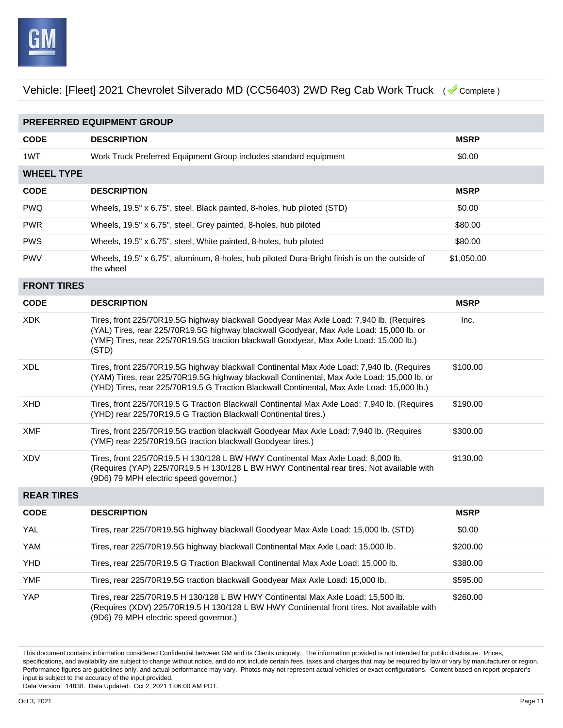Vehicle: [Fleet] 2021 Chevrolet Silverado MD (CC56403) 2WD Reg Cab Work Truck ( Complete )

## PREFERRED EQUIPMENT GROUP

| CODE | DESCRIPTION | MSRP |
|---|---|---|
| 1WT | Work Truck Preferred Equipment Group includes standard equipment | $0.00 |

## WHEEL TYPE

| CODE | DESCRIPTION | MSRP |
|---|---|---|
| PWQ | Wheels, 19.5" x 6.75", steel, Black painted, 8-holes, hub piloted (STD) | $0.00 |
| PWR | Wheels, 19.5" x 6.75", steel, Grey painted, 8-holes, hub piloted | $80.00 |
| PWS | Wheels, 19.5" x 6.75", steel, White painted, 8-holes, hub piloted | $80.00 |
| PWV | Wheels, 19.5" x 6.75", aluminum, 8-holes, hub piloted Dura-Bright finish is on the outside of the wheel | $1,050.00 |

## FRONT TIRES

| CODE | DESCRIPTION | MSRP |
|---|---|---|
| XDK | Tires, front 225/70R19.5G highway blackwall Goodyear Max Axle Load: 7,940 lb. (Requires (YAL) Tires, rear 225/70R19.5G highway blackwall Goodyear, Max Axle Load: 15,000 lb. or (YMF) Tires, rear 225/70R19.5G traction blackwall Goodyear, Max Axle Load: 15,000 lb.) (STD) | Inc. |
| XDL | Tires, front 225/70R19.5G highway blackwall Continental Max Axle Load: 7,940 lb. (Requires (YAM) Tires, rear 225/70R19.5G highway blackwall Continental, Max Axle Load: 15,000 lb. or (YHD) Tires, rear 225/70R19.5 G Traction Blackwall Continental, Max Axle Load: 15,000 lb.) | $100.00 |
| XHD | Tires, front 225/70R19.5 G Traction Blackwall Continental Max Axle Load: 7,940 lb. (Requires (YHD) rear 225/70R19.5 G Traction Blackwall Continental tires.) | $190.00 |
| XMF | Tires, front 225/70R19.5G traction blackwall Goodyear Max Axle Load: 7,940 lb. (Requires (YMF) rear 225/70R19.5G traction blackwall Goodyear tires.) | $300.00 |
| XDV | Tires, front 225/70R19.5 H 130/128 L BW HWY Continental Max Axle Load: 8,000 lb. (Requires (YAP) 225/70R19.5 H 130/128 L BW HWY Continental rear tires. Not available with (9D6) 79 MPH electric speed governor.) | $130.00 |

## REAR TIRES

| CODE | DESCRIPTION | MSRP |
|---|---|---|
| YAL | Tires, rear 225/70R19.5G highway blackwall Goodyear Max Axle Load: 15,000 lb. (STD) | $0.00 |
| YAM | Tires, rear 225/70R19.5G highway blackwall Continental Max Axle Load: 15,000 lb. | $200.00 |
| YHD | Tires, rear 225/70R19.5 G Traction Blackwall Continental Max Axle Load: 15,000 lb. | $380.00 |
| YMF | Tires, rear 225/70R19.5G traction blackwall Goodyear Max Axle Load: 15,000 lb. | $595.00 |
| YAP | Tires, rear 225/70R19.5 H 130/128 L BW HWY Continental Max Axle Load: 15,500 lb. (Requires (XDV) 225/70R19.5 H 130/128 L BW HWY Continental front tires. Not available with (9D6) 79 MPH electric speed governor.) | $260.00 |

This document contains information considered Confidential between GM and its Clients uniquely. The information provided is not intended for public disclosure. Prices, specifications, and availability are subject to change without notice, and do not include certain fees, taxes and charges that may be required by law or vary by manufacturer or region. Performance figures are guidelines only, and actual performance may vary. Photos may not represent actual vehicles or exact configurations. Content based on report preparer's input is subject to the accuracy of the input provided.
Data Version: 14838. Data Updated: Oct 2, 2021 1:06:00 AM PDT.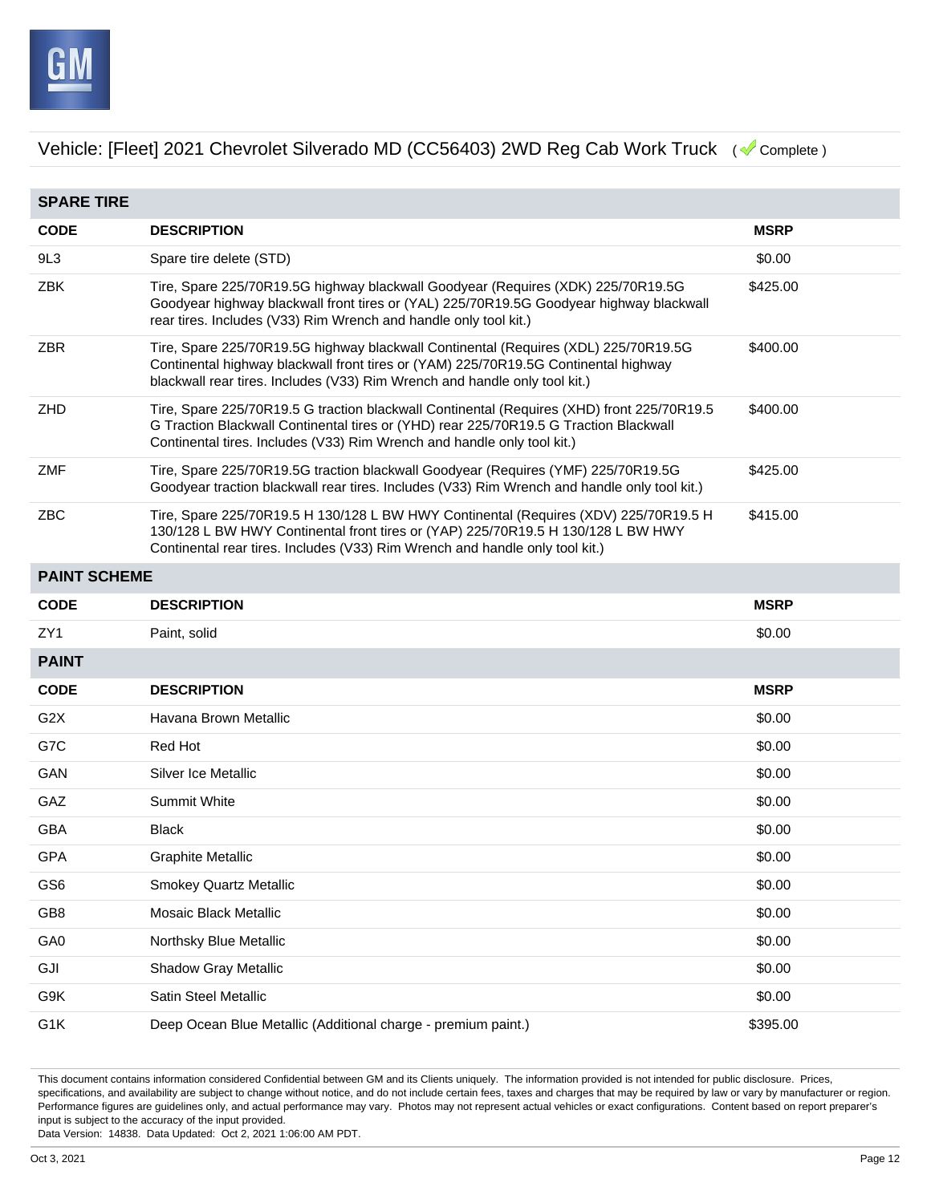Vehicle: [Fleet] 2021 Chevrolet Silverado MD (CC56403) 2WD Reg Cab Work Truck ( Complete )

## SPARE TIRE

| CODE | DESCRIPTION | MSRP |
|---|---|---|
| 9L3 | Spare tire delete (STD) | $0.00 |
| ZBK | Tire, Spare 225/70R19.5G highway blackwall Goodyear (Requires (XDK) 225/70R19.5G Goodyear highway blackwall front tires or (YAL) 225/70R19.5G Goodyear highway blackwall rear tires. Includes (V33) Rim Wrench and handle only tool kit.) | $425.00 |
| ZBR | Tire, Spare 225/70R19.5G highway blackwall Continental (Requires (XDL) 225/70R19.5G Continental highway blackwall front tires or (YAM) 225/70R19.5G Continental highway blackwall rear tires. Includes (V33) Rim Wrench and handle only tool kit.) | $400.00 |
| ZHD | Tire, Spare 225/70R19.5 G traction blackwall Continental (Requires (XHD) front 225/70R19.5 G Traction Blackwall Continental tires or (YHD) rear 225/70R19.5 G Traction Blackwall Continental tires. Includes (V33) Rim Wrench and handle only tool kit.) | $400.00 |
| ZMF | Tire, Spare 225/70R19.5G traction blackwall Goodyear (Requires (YMF) 225/70R19.5G Goodyear traction blackwall rear tires. Includes (V33) Rim Wrench and handle only tool kit.) | $425.00 |
| ZBC | Tire, Spare 225/70R19.5 H 130/128 L BW HWY Continental (Requires (XDV) 225/70R19.5 H 130/128 L BW HWY Continental front tires or (YAP) 225/70R19.5 H 130/128 L BW HWY Continental rear tires. Includes (V33) Rim Wrench and handle only tool kit.) | $415.00 |

## PAINT SCHEME

| CODE | DESCRIPTION | MSRP |
|---|---|---|
| ZY1 | Paint, solid | $0.00 |

## PAINT

| CODE | DESCRIPTION | MSRP |
|---|---|---|
| G2X | Havana Brown Metallic | $0.00 |
| G7C | Red Hot | $0.00 |
| GAN | Silver Ice Metallic | $0.00 |
| GAZ | Summit White | $0.00 |
| GBA | Black | $0.00 |
| GPA | Graphite Metallic | $0.00 |
| GS6 | Smokey Quartz Metallic | $0.00 |
| GB8 | Mosaic Black Metallic | $0.00 |
| GA0 | Northsky Blue Metallic | $0.00 |
| GJI | Shadow Gray Metallic | $0.00 |
| G9K | Satin Steel Metallic | $0.00 |
| G1K | Deep Ocean Blue Metallic (Additional charge - premium paint.) | $395.00 |

This document contains information considered Confidential between GM and its Clients uniquely. The information provided is not intended for public disclosure. Prices, specifications, and availability are subject to change without notice, and do not include certain fees, taxes and charges that may be required by law or vary by manufacturer or region. Performance figures are guidelines only, and actual performance may vary. Photos may not represent actual vehicles or exact configurations. Content based on report preparer's input is subject to the accuracy of the input provided.
Data Version: 14838. Data Updated: Oct 2, 2021 1:06:00 AM PDT.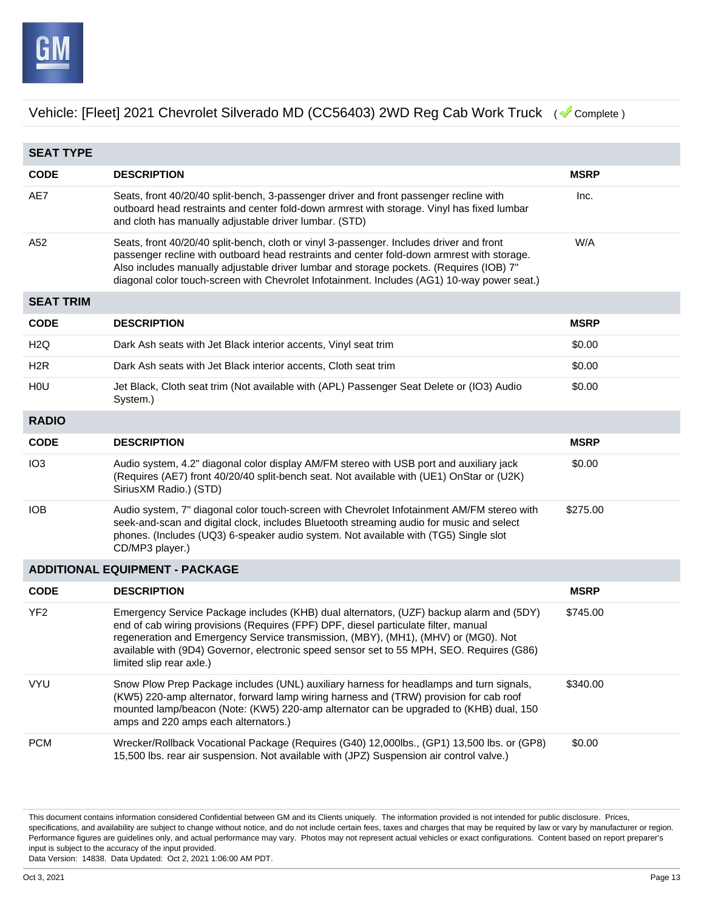Vehicle: [Fleet] 2021 Chevrolet Silverado MD (CC56403) 2WD Reg Cab Work Truck ( Complete )

## SEAT TYPE

| CODE | DESCRIPTION | MSRP |
|---|---|---|
| AE7 | Seats, front 40/20/40 split-bench, 3-passenger driver and front passenger recline with outboard head restraints and center fold-down armrest with storage. Vinyl has fixed lumbar and cloth has manually adjustable driver lumbar. (STD) | Inc. |
| A52 | Seats, front 40/20/40 split-bench, cloth or vinyl 3-passenger. Includes driver and front passenger recline with outboard head restraints and center fold-down armrest with storage. Also includes manually adjustable driver lumbar and storage pockets. (Requires (IOB) 7" diagonal color touch-screen with Chevrolet Infotainment. Includes (AG1) 10-way power seat.) | W/A |

## SEAT TRIM

| CODE | DESCRIPTION | MSRP |
|---|---|---|
| H2Q | Dark Ash seats with Jet Black interior accents, Vinyl seat trim | $0.00 |
| H2R | Dark Ash seats with Jet Black interior accents, Cloth seat trim | $0.00 |
| H0U | Jet Black, Cloth seat trim (Not available with (APL) Passenger Seat Delete or (IO3) Audio System.) | $0.00 |

## RADIO

| CODE | DESCRIPTION | MSRP |
|---|---|---|
| IO3 | Audio system, 4.2" diagonal color display AM/FM stereo with USB port and auxiliary jack (Requires (AE7) front 40/20/40 split-bench seat. Not available with (UE1) OnStar or (U2K) SiriusXM Radio.) (STD) | $0.00 |
| IOB | Audio system, 7" diagonal color touch-screen with Chevrolet Infotainment AM/FM stereo with seek-and-scan and digital clock, includes Bluetooth streaming audio for music and select phones. (Includes (UQ3) 6-speaker audio system. Not available with (TG5) Single slot CD/MP3 player.) | $275.00 |

## ADDITIONAL EQUIPMENT - PACKAGE

| CODE | DESCRIPTION | MSRP |
|---|---|---|
| YF2 | Emergency Service Package includes (KHB) dual alternators, (UZF) backup alarm and (5DY) end of cab wiring provisions (Requires (FPF) DPF, diesel particulate filter, manual regeneration and Emergency Service transmission, (MBY), (MH1), (MHV) or (MG0). Not available with (9D4) Governor, electronic speed sensor set to 55 MPH, SEO. Requires (G86) limited slip rear axle.) | $745.00 |
| VYU | Snow Plow Prep Package includes (UNL) auxiliary harness for headlamps and turn signals, (KW5) 220-amp alternator, forward lamp wiring harness and (TRW) provision for cab roof mounted lamp/beacon (Note: (KW5) 220-amp alternator can be upgraded to (KHB) dual, 150 amps and 220 amps each alternators.) | $340.00 |
| PCM | Wrecker/Rollback Vocational Package (Requires (G40) 12,000lbs., (GP1) 13,500 lbs. or (GP8) 15,500 lbs. rear air suspension. Not available with (JPZ) Suspension air control valve.) | $0.00 |

This document contains information considered Confidential between GM and its Clients uniquely. The information provided is not intended for public disclosure. Prices, specifications, and availability are subject to change without notice, and do not include certain fees, taxes and charges that may be required by law or vary by manufacturer or region. Performance figures are guidelines only, and actual performance may vary. Photos may not represent actual vehicles or exact configurations. Content based on report preparer's input is subject to the accuracy of the input provided.
Data Version: 14838. Data Updated: Oct 2, 2021 1:06:00 AM PDT.

Oct 3, 2021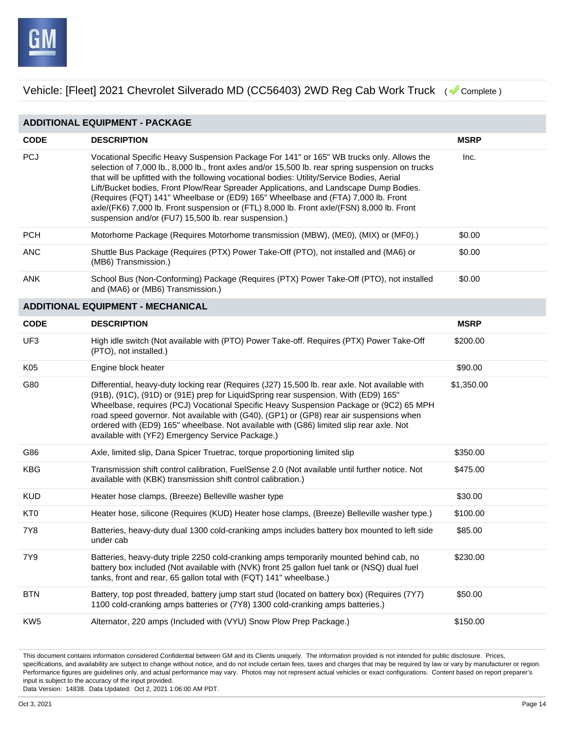Vehicle: [Fleet] 2021 Chevrolet Silverado MD (CC56403) 2WD Reg Cab Work Truck ( Complete )

## ADDITIONAL EQUIPMENT - PACKAGE

| CODE | DESCRIPTION | MSRP |
|---|---|---|
| PCJ | Vocational Specific Heavy Suspension Package For 141" or 165" WB trucks only. Allows the selection of 7,000 lb., 8,000 lb., front axles and/or 15,500 lb. rear spring suspension on trucks that will be upfitted with the following vocational bodies: Utility/Service Bodies, Aerial Lift/Bucket bodies, Front Plow/Rear Spreader Applications, and Landscape Dump Bodies. (Requires (FQT) 141" Wheelbase or (ED9) 165" Wheelbase and (FTA) 7,000 lb. Front axle/(FK6) 7,000 lb. Front suspension or (FTL) 8,000 lb. Front axle/(FSN) 8,000 lb. Front suspension and/or (FU7) 15,500 lb. rear suspension.) | Inc. |
| PCH | Motorhome Package (Requires Motorhome transmission (MBW), (ME0), (MIX) or (MF0).) | $0.00 |
| ANC | Shuttle Bus Package (Requires (PTX) Power Take-Off (PTO), not installed and (MA6) or (MB6) Transmission.) | $0.00 |
| ANK | School Bus (Non-Conforming) Package (Requires (PTX) Power Take-Off (PTO), not installed and (MA6) or (MB6) Transmission.) | $0.00 |

## ADDITIONAL EQUIPMENT - MECHANICAL

| CODE | DESCRIPTION | MSRP |
|---|---|---|
| UF3 | High idle switch (Not available with (PTO) Power Take-off. Requires (PTX) Power Take-Off (PTO), not installed.) | $200.00 |
| K05 | Engine block heater | $90.00 |
| G80 | Differential, heavy-duty locking rear (Requires (J27) 15,500 lb. rear axle. Not available with (91B), (91C), (91D) or (91E) prep for LiquidSpring rear suspension. With (ED9) 165" Wheelbase, requires (PCJ) Vocational Specific Heavy Suspension Package or (9C2) 65 MPH road speed governor. Not available with (G40), (GP1) or (GP8) rear air suspensions when ordered with (ED9) 165" wheelbase. Not available with (G86) limited slip rear axle. Not available with (YF2) Emergency Service Package.) | $1,350.00 |
| G86 | Axle, limited slip, Dana Spicer Truetrac, torque proportioning limited slip | $350.00 |
| KBG | Transmission shift control calibration, FuelSense 2.0 (Not available until further notice. Not available with (KBK) transmission shift control calibration.) | $475.00 |
| KUD | Heater hose clamps, (Breeze) Belleville washer type | $30.00 |
| KT0 | Heater hose, silicone (Requires (KUD) Heater hose clamps, (Breeze) Belleville washer type.) | $100.00 |
| 7Y8 | Batteries, heavy-duty dual 1300 cold-cranking amps includes battery box mounted to left side under cab | $85.00 |
| 7Y9 | Batteries, heavy-duty triple 2250 cold-cranking amps temporarily mounted behind cab, no battery box included (Not available with (NVK) front 25 gallon fuel tank or (NSQ) dual fuel tanks, front and rear, 65 gallon total with (FQT) 141" wheelbase.) | $230.00 |
| BTN | Battery, top post threaded, battery jump start stud (located on battery box) (Requires (7Y7) 1100 cold-cranking amps batteries or (7Y8) 1300 cold-cranking amps batteries.) | $50.00 |
| KW5 | Alternator, 220 amps (Included with (VYU) Snow Plow Prep Package.) | $150.00 |

This document contains information considered Confidential between GM and its Clients uniquely. The information provided is not intended for public disclosure. Prices, specifications, and availability are subject to change without notice, and do not include certain fees, taxes and charges that may be required by law or vary by manufacturer or region. Performance figures are guidelines only, and actual performance may vary. Photos may not represent actual vehicles or exact configurations. Content based on report preparer's input is subject to the accuracy of the input provided.
Data Version: 14838. Data Updated: Oct 2, 2021 1:06:00 AM PDT.

Oct 3, 2021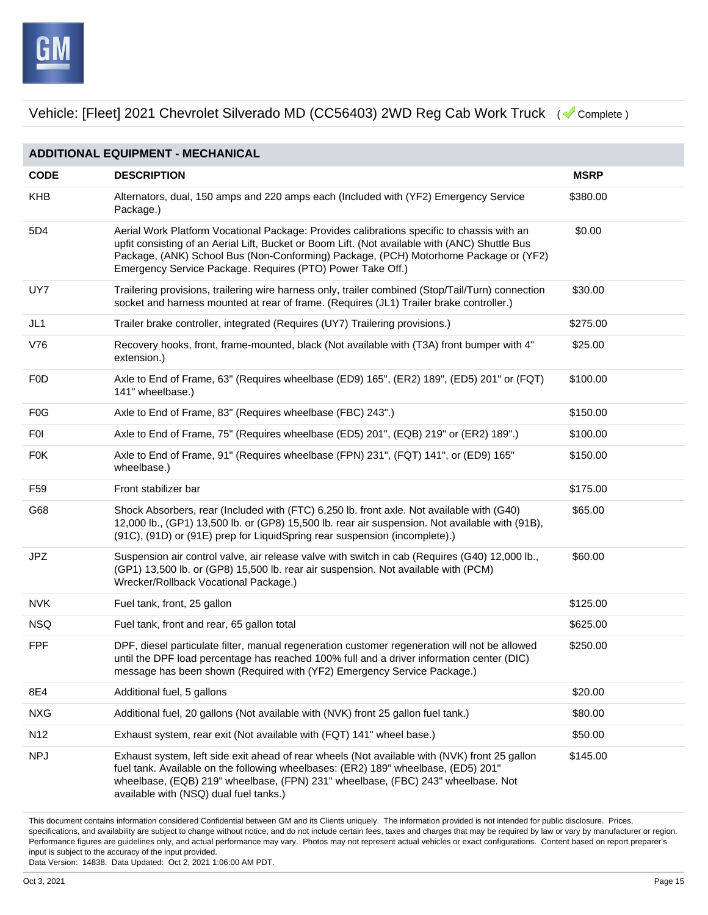Vehicle: [Fleet] 2021 Chevrolet Silverado MD (CC56403) 2WD Reg Cab Work Truck ( Complete )

## ADDITIONAL EQUIPMENT - MECHANICAL

| CODE | DESCRIPTION | MSRP |
|---|---|---|
| KHB | Alternators, dual, 150 amps and 220 amps each (Included with (YF2) Emergency Service Package.) | $380.00 |
| 5D4 | Aerial Work Platform Vocational Package: Provides calibrations specific to chassis with an upfit consisting of an Aerial Lift, Bucket or Boom Lift. (Not available with (ANC) Shuttle Bus Package, (ANK) School Bus (Non-Conforming) Package, (PCH) Motorhome Package or (YF2) Emergency Service Package. Requires (PTO) Power Take Off.) | $0.00 |
| UY7 | Trailering provisions, trailering wire harness only, trailer combined (Stop/Tail/Turn) connection socket and harness mounted at rear of frame. (Requires (JL1) Trailer brake controller.) | $30.00 |
| JL1 | Trailer brake controller, integrated (Requires (UY7) Trailering provisions.) | $275.00 |
| V76 | Recovery hooks, front, frame-mounted, black (Not available with (T3A) front bumper with 4" extension.) | $25.00 |
| F0D | Axle to End of Frame, 63" (Requires wheelbase (ED9) 165", (ER2) 189", (ED5) 201" or (FQT) 141" wheelbase.) | $100.00 |
| F0G | Axle to End of Frame, 83" (Requires wheelbase (FBC) 243".) | $150.00 |
| F0I | Axle to End of Frame, 75" (Requires wheelbase (ED5) 201", (EQB) 219" or (ER2) 189".) | $100.00 |
| F0K | Axle to End of Frame, 91" (Requires wheelbase (FPN) 231", (FQT) 141", or (ED9) 165" wheelbase.) | $150.00 |
| F59 | Front stabilizer bar | $175.00 |
| G68 | Shock Absorbers, rear (Included with (FTC) 6,250 lb. front axle. Not available with (G40) 12,000 lb., (GP1) 13,500 lb. or (GP8) 15,500 lb. rear air suspension. Not available with (91B), (91C), (91D) or (91E) prep for LiquidSpring rear suspension (incomplete).) | $65.00 |
| JPZ | Suspension air control valve, air release valve with switch in cab (Requires (G40) 12,000 lb., (GP1) 13,500 lb. or (GP8) 15,500 lb. rear air suspension. Not available with (PCM) Wrecker/Rollback Vocational Package.) | $60.00 |
| NVK | Fuel tank, front, 25 gallon | $125.00 |
| NSQ | Fuel tank, front and rear, 65 gallon total | $625.00 |
| FPF | DPF, diesel particulate filter, manual regeneration customer regeneration will not be allowed until the DPF load percentage has reached 100% full and a driver information center (DIC) message has been shown (Required with (YF2) Emergency Service Package.) | $250.00 |
| 8E4 | Additional fuel, 5 gallons | $20.00 |
| NXG | Additional fuel, 20 gallons (Not available with (NVK) front 25 gallon fuel tank.) | $80.00 |
| N12 | Exhaust system, rear exit (Not available with (FQT) 141" wheel base.) | $50.00 |
| NPJ | Exhaust system, left side exit ahead of rear wheels (Not available with (NVK) front 25 gallon fuel tank. Available on the following wheelbases: (ER2) 189" wheelbase, (ED5) 201" wheelbase, (EQB) 219" wheelbase, (FPN) 231" wheelbase, (FBC) 243" wheelbase. Not available with (NSQ) dual fuel tanks.) | $145.00 |

This document contains information considered Confidential between GM and its Clients uniquely. The information provided is not intended for public disclosure. Prices, specifications, and availability are subject to change without notice, and do not include certain fees, taxes and charges that may be required by law or vary by manufacturer or region. Performance figures are guidelines only, and actual performance may vary. Photos may not represent actual vehicles or exact configurations. Content based on report preparer's input is subject to the accuracy of the input provided.
Data Version: 14838. Data Updated: Oct 2, 2021 1:06:00 AM PDT.

Oct 3, 2021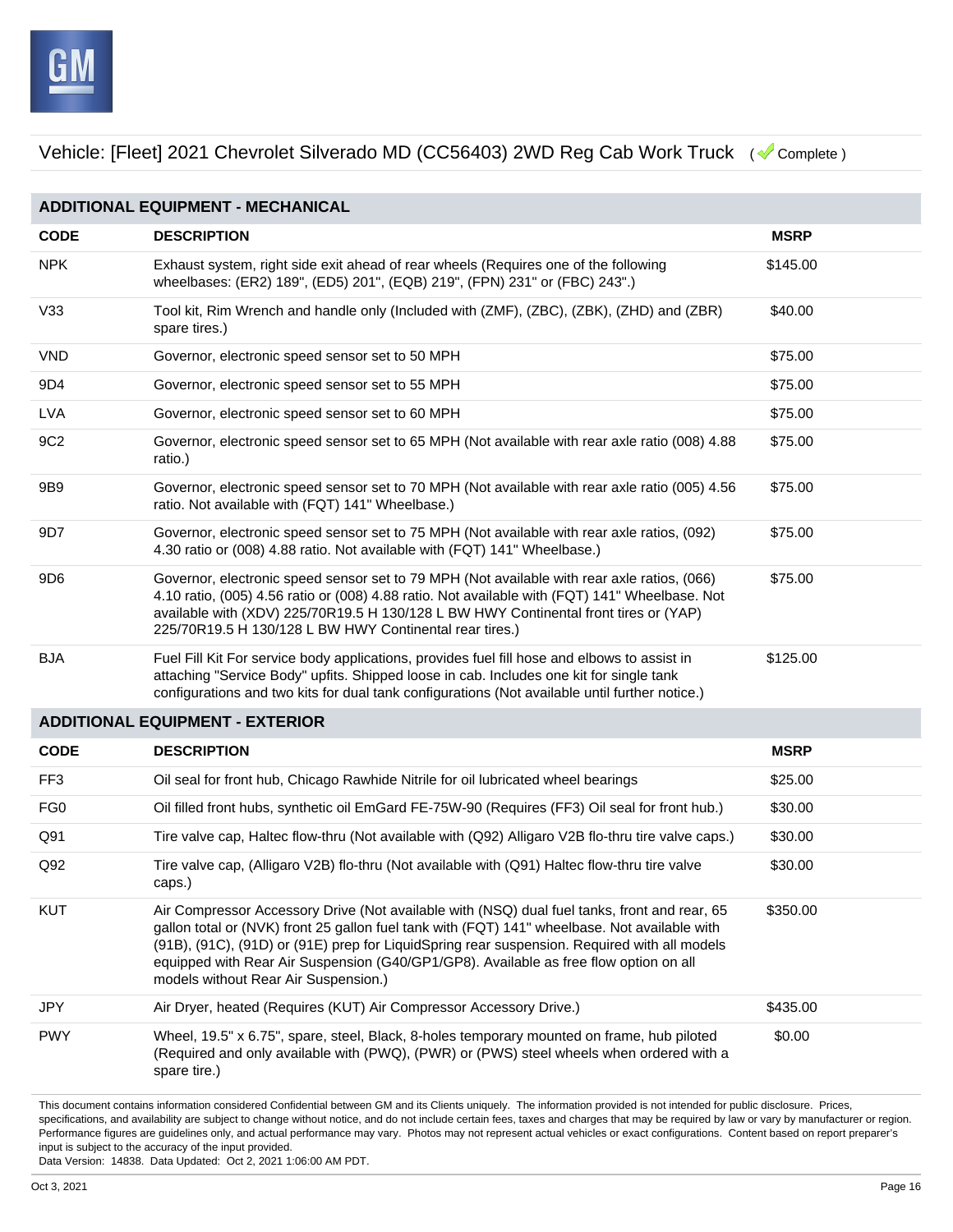Vehicle: [Fleet] 2021 Chevrolet Silverado MD (CC56403) 2WD Reg Cab Work Truck ( Complete )

## ADDITIONAL EQUIPMENT - MECHANICAL

| CODE | DESCRIPTION | MSRP |
|---|---|---|
| NPK | Exhaust system, right side exit ahead of rear wheels (Requires one of the following wheelbases: (ER2) 189", (ED5) 201", (EQB) 219", (FPN) 231" or (FBC) 243".) | $145.00 |
| V33 | Tool kit, Rim Wrench and handle only (Included with (ZMF), (ZBC), (ZBK), (ZHD) and (ZBR) spare tires.) | $40.00 |
| VND | Governor, electronic speed sensor set to 50 MPH | $75.00 |
| 9D4 | Governor, electronic speed sensor set to 55 MPH | $75.00 |
| LVA | Governor, electronic speed sensor set to 60 MPH | $75.00 |
| 9C2 | Governor, electronic speed sensor set to 65 MPH (Not available with rear axle ratio (008) 4.88 ratio.) | $75.00 |
| 9B9 | Governor, electronic speed sensor set to 70 MPH (Not available with rear axle ratio (005) 4.56 ratio. Not available with (FQT) 141" Wheelbase.) | $75.00 |
| 9D7 | Governor, electronic speed sensor set to 75 MPH (Not available with rear axle ratios, (092) 4.30 ratio or (008) 4.88 ratio. Not available with (FQT) 141" Wheelbase.) | $75.00 |
| 9D6 | Governor, electronic speed sensor set to 79 MPH (Not available with rear axle ratios, (066) 4.10 ratio, (005) 4.56 ratio or (008) 4.88 ratio. Not available with (FQT) 141" Wheelbase. Not available with (XDV) 225/70R19.5 H 130/128 L BW HWY Continental front tires or (YAP) 225/70R19.5 H 130/128 L BW HWY Continental rear tires.) | $75.00 |
| BJA | Fuel Fill Kit For service body applications, provides fuel fill hose and elbows to assist in attaching "Service Body" upfits. Shipped loose in cab. Includes one kit for single tank configurations and two kits for dual tank configurations (Not available until further notice.) | $125.00 |

## ADDITIONAL EQUIPMENT - EXTERIOR

| CODE | DESCRIPTION | MSRP |
|---|---|---|
| FF3 | Oil seal for front hub, Chicago Rawhide Nitrile for oil lubricated wheel bearings | $25.00 |
| FG0 | Oil filled front hubs, synthetic oil EmGard FE-75W-90 (Requires (FF3) Oil seal for front hub.) | $30.00 |
| Q91 | Tire valve cap, Haltec flow-thru (Not available with (Q92) Alligaro V2B flo-thru tire valve caps.) | $30.00 |
| Q92 | Tire valve cap, (Alligaro V2B) flo-thru (Not available with (Q91) Haltec flow-thru tire valve caps.) | $30.00 |
| KUT | Air Compressor Accessory Drive (Not available with (NSQ) dual fuel tanks, front and rear, 65 gallon total or (NVK) front 25 gallon fuel tank with (FQT) 141" wheelbase. Not available with (91B), (91C), (91D) or (91E) prep for LiquidSpring rear suspension. Required with all models equipped with Rear Air Suspension (G40/GP1/GP8). Available as free flow option on all models without Rear Air Suspension.) | $350.00 |
| JPY | Air Dryer, heated (Requires (KUT) Air Compressor Accessory Drive.) | $435.00 |
| PWY | Wheel, 19.5" x 6.75", spare, steel, Black, 8-holes temporary mounted on frame, hub piloted (Required and only available with (PWQ), (PWR) or (PWS) steel wheels when ordered with a spare tire.) | $0.00 |

This document contains information considered Confidential between GM and its Clients uniquely. The information provided is not intended for public disclosure. Prices, specifications, and availability are subject to change without notice, and do not include certain fees, taxes and charges that may be required by law or vary by manufacturer or region. Performance figures are guidelines only, and actual performance may vary. Photos may not represent actual vehicles or exact configurations. Content based on report preparer's input is subject to the accuracy of the input provided.
Data Version: 14838. Data Updated: Oct 2, 2021 1:06:00 AM PDT.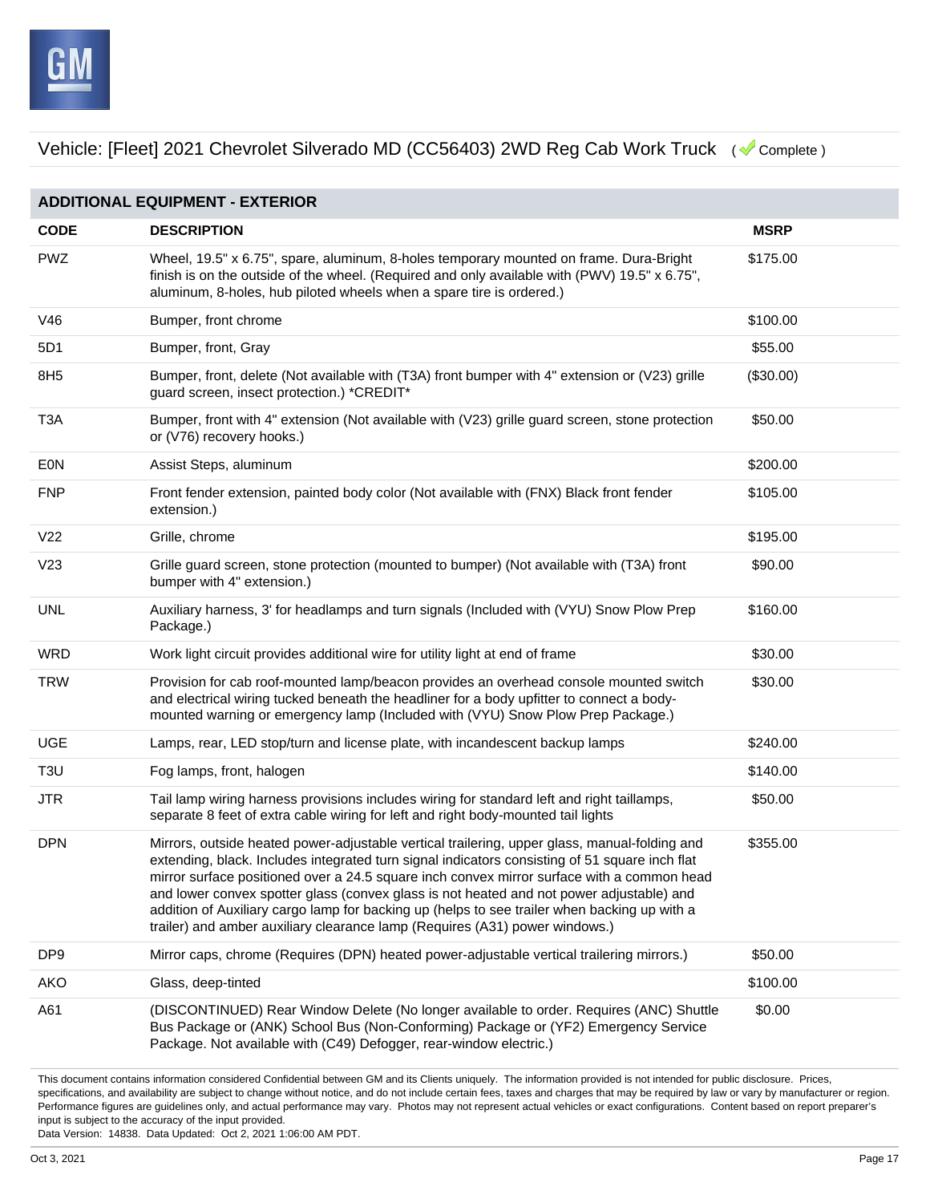Vehicle: [Fleet] 2021 Chevrolet Silverado MD (CC56403) 2WD Reg Cab Work Truck ( Complete )

## ADDITIONAL EQUIPMENT - EXTERIOR

| CODE | DESCRIPTION | MSRP |
|---|---|---|
| PWZ | Wheel, 19.5" x 6.75", spare, aluminum, 8-holes temporary mounted on frame. Dura-Bright finish is on the outside of the wheel. (Required and only available with (PWV) 19.5" x 6.75", aluminum, 8-holes, hub piloted wheels when a spare tire is ordered.) | $175.00 |
| V46 | Bumper, front chrome | $100.00 |
| 5D1 | Bumper, front, Gray | $55.00 |
| 8H5 | Bumper, front, delete (Not available with (T3A) front bumper with 4" extension or (V23) grille guard screen, insect protection.) *CREDIT* | ($30.00) |
| T3A | Bumper, front with 4" extension (Not available with (V23) grille guard screen, stone protection or (V76) recovery hooks.) | $50.00 |
| E0N | Assist Steps, aluminum | $200.00 |
| FNP | Front fender extension, painted body color (Not available with (FNX) Black front fender extension.) | $105.00 |
| V22 | Grille, chrome | $195.00 |
| V23 | Grille guard screen, stone protection (mounted to bumper) (Not available with (T3A) front bumper with 4" extension.) | $90.00 |
| UNL | Auxiliary harness, 3' for headlamps and turn signals (Included with (VYU) Snow Plow Prep Package.) | $160.00 |
| WRD | Work light circuit provides additional wire for utility light at end of frame | $30.00 |
| TRW | Provision for cab roof-mounted lamp/beacon provides an overhead console mounted switch and electrical wiring tucked beneath the headliner for a body upfitter to connect a body-mounted warning or emergency lamp (Included with (VYU) Snow Plow Prep Package.) | $30.00 |
| UGE | Lamps, rear, LED stop/turn and license plate, with incandescent backup lamps | $240.00 |
| T3U | Fog lamps, front, halogen | $140.00 |
| JTR | Tail lamp wiring harness provisions includes wiring for standard left and right taillamps, separate 8 feet of extra cable wiring for left and right body-mounted tail lights | $50.00 |
| DPN | Mirrors, outside heated power-adjustable vertical trailering, upper glass, manual-folding and extending, black. Includes integrated turn signal indicators consisting of 51 square inch flat mirror surface positioned over a 24.5 square inch convex mirror surface with a common head and lower convex spotter glass (convex glass is not heated and not power adjustable) and addition of Auxiliary cargo lamp for backing up (helps to see trailer when backing up with a trailer) and amber auxiliary clearance lamp (Requires (A31) power windows.) | $355.00 |
| DP9 | Mirror caps, chrome (Requires (DPN) heated power-adjustable vertical trailering mirrors.) | $50.00 |
| AKO | Glass, deep-tinted | $100.00 |
| A61 | (DISCONTINUED) Rear Window Delete (No longer available to order. Requires (ANC) Shuttle Bus Package or (ANK) School Bus (Non-Conforming) Package or (YF2) Emergency Service Package. Not available with (C49) Defogger, rear-window electric.) | $0.00 |

This document contains information considered Confidential between GM and its Clients uniquely. The information provided is not intended for public disclosure. Prices, specifications, and availability are subject to change without notice, and do not include certain fees, taxes and charges that may be required by law or vary by manufacturer or region. Performance figures are guidelines only, and actual performance may vary. Photos may not represent actual vehicles or exact configurations. Content based on report preparer's input is subject to the accuracy of the input provided.
Data Version: 14838. Data Updated: Oct 2, 2021 1:06:00 AM PDT.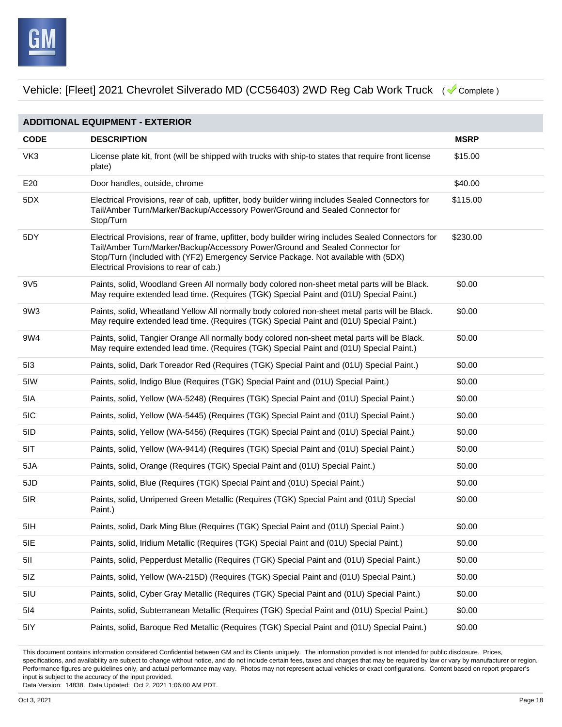Vehicle: [Fleet] 2021 Chevrolet Silverado MD (CC56403) 2WD Reg Cab Work Truck ( Complete )

## ADDITIONAL EQUIPMENT - EXTERIOR

| CODE | DESCRIPTION | MSRP |
| --- | --- | --- |
| VK3 | License plate kit, front (will be shipped with trucks with ship-to states that require front license plate) | $15.00 |
| E20 | Door handles, outside, chrome | $40.00 |
| 5DX | Electrical Provisions, rear of cab, upfitter, body builder wiring includes Sealed Connectors for Tail/Amber Turn/Marker/Backup/Accessory Power/Ground and Sealed Connector for Stop/Turn | $115.00 |
| 5DY | Electrical Provisions, rear of frame, upfitter, body builder wiring includes Sealed Connectors for Tail/Amber Turn/Marker/Backup/Accessory Power/Ground and Sealed Connector for Stop/Turn (Included with (YF2) Emergency Service Package. Not available with (5DX) Electrical Provisions to rear of cab.) | $230.00 |
| 9V5 | Paints, solid, Woodland Green All normally body colored non-sheet metal parts will be Black. May require extended lead time. (Requires (TGK) Special Paint and (01U) Special Paint.) | $0.00 |
| 9W3 | Paints, solid, Wheatland Yellow All normally body colored non-sheet metal parts will be Black. May require extended lead time. (Requires (TGK) Special Paint and (01U) Special Paint.) | $0.00 |
| 9W4 | Paints, solid, Tangier Orange All normally body colored non-sheet metal parts will be Black. May require extended lead time. (Requires (TGK) Special Paint and (01U) Special Paint.) | $0.00 |
| 5I3 | Paints, solid, Dark Toreador Red (Requires (TGK) Special Paint and (01U) Special Paint.) | $0.00 |
| 5IW | Paints, solid, Indigo Blue (Requires (TGK) Special Paint and (01U) Special Paint.) | $0.00 |
| 5IA | Paints, solid, Yellow (WA-5248) (Requires (TGK) Special Paint and (01U) Special Paint.) | $0.00 |
| 5IC | Paints, solid, Yellow (WA-5445) (Requires (TGK) Special Paint and (01U) Special Paint.) | $0.00 |
| 5ID | Paints, solid, Yellow (WA-5456) (Requires (TGK) Special Paint and (01U) Special Paint.) | $0.00 |
| 5IT | Paints, solid, Yellow (WA-9414) (Requires (TGK) Special Paint and (01U) Special Paint.) | $0.00 |
| 5JA | Paints, solid, Orange (Requires (TGK) Special Paint and (01U) Special Paint.) | $0.00 |
| 5JD | Paints, solid, Blue (Requires (TGK) Special Paint and (01U) Special Paint.) | $0.00 |
| 5IR | Paints, solid, Unripened Green Metallic (Requires (TGK) Special Paint and (01U) Special Paint.) | $0.00 |
| 5IH | Paints, solid, Dark Ming Blue (Requires (TGK) Special Paint and (01U) Special Paint.) | $0.00 |
| 5IE | Paints, solid, Iridium Metallic (Requires (TGK) Special Paint and (01U) Special Paint.) | $0.00 |
| 5II | Paints, solid, Pepperdust Metallic (Requires (TGK) Special Paint and (01U) Special Paint.) | $0.00 |
| 5IZ | Paints, solid, Yellow (WA-215D) (Requires (TGK) Special Paint and (01U) Special Paint.) | $0.00 |
| 5IU | Paints, solid, Cyber Gray Metallic (Requires (TGK) Special Paint and (01U) Special Paint.) | $0.00 |
| 5I4 | Paints, solid, Subterranean Metallic (Requires (TGK) Special Paint and (01U) Special Paint.) | $0.00 |
| 5IY | Paints, solid, Baroque Red Metallic (Requires (TGK) Special Paint and (01U) Special Paint.) | $0.00 |

This document contains information considered Confidential between GM and its Clients uniquely. The information provided is not intended for public disclosure. Prices, specifications, and availability are subject to change without notice, and do not include certain fees, taxes and charges that may be required by law or vary by manufacturer or region. Performance figures are guidelines only, and actual performance may vary. Photos may not represent actual vehicles or exact configurations. Content based on report preparer's input is subject to the accuracy of the input provided.
Data Version: 14838. Data Updated: Oct 2, 2021 1:06:00 AM PDT.

Oct 3, 2021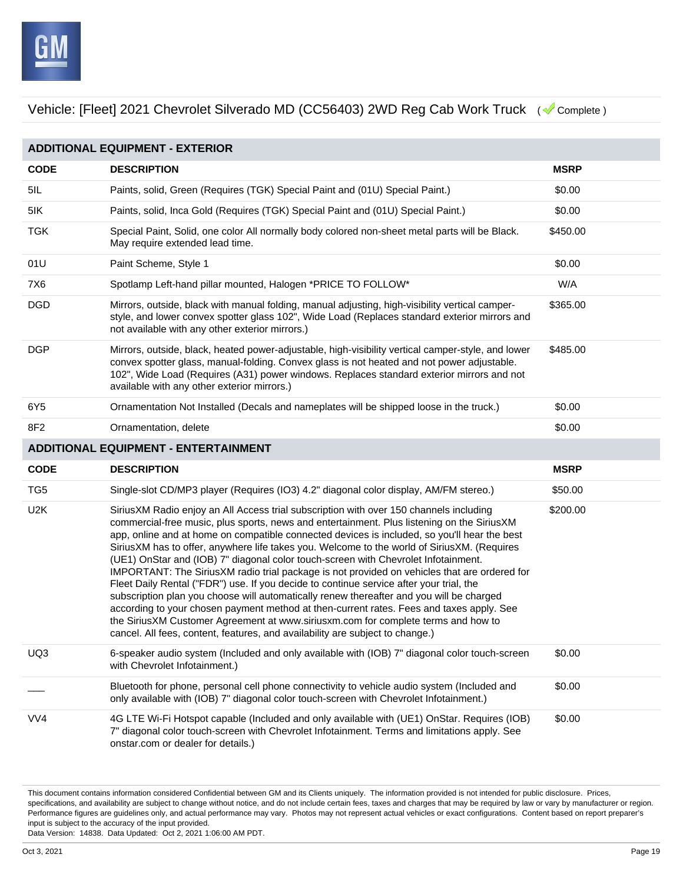Vehicle: [Fleet] 2021 Chevrolet Silverado MD (CC56403) 2WD Reg Cab Work Truck ( Complete )

## ADDITIONAL EQUIPMENT - EXTERIOR

| CODE | DESCRIPTION | MSRP |
|---|---|---|
| 5IL | Paints, solid, Green (Requires (TGK) Special Paint and (01U) Special Paint.) | $0.00 |
| 5IK | Paints, solid, Inca Gold (Requires (TGK) Special Paint and (01U) Special Paint.) | $0.00 |
| TGK | Special Paint, Solid, one color All normally body colored non-sheet metal parts will be Black. May require extended lead time. | $450.00 |
| 01U | Paint Scheme, Style 1 | $0.00 |
| 7X6 | Spotlamp Left-hand pillar mounted, Halogen *PRICE TO FOLLOW* | W/A |
| DGD | Mirrors, outside, black with manual folding, manual adjusting, high-visibility vertical camper-style, and lower convex spotter glass 102", Wide Load (Replaces standard exterior mirrors and not available with any other exterior mirrors.) | $365.00 |
| DGP | Mirrors, outside, black, heated power-adjustable, high-visibility vertical camper-style, and lower convex spotter glass, manual-folding. Convex glass is not heated and not power adjustable. 102", Wide Load (Requires (A31) power windows. Replaces standard exterior mirrors and not available with any other exterior mirrors.) | $485.00 |
| 6Y5 | Ornamentation Not Installed (Decals and nameplates will be shipped loose in the truck.) | $0.00 |
| 8F2 | Ornamentation, delete | $0.00 |

## ADDITIONAL EQUIPMENT - ENTERTAINMENT

| CODE | DESCRIPTION | MSRP |
|---|---|---|
| TG5 | Single-slot CD/MP3 player (Requires (IO3) 4.2" diagonal color display, AM/FM stereo.) | $50.00 |
| U2K | SiriusXM Radio enjoy an All Access trial subscription with over 150 channels including commercial-free music, plus sports, news and entertainment. Plus listening on the SiriusXM app, online and at home on compatible connected devices is included, so you'll hear the best SiriusXM has to offer, anywhere life takes you. Welcome to the world of SiriusXM. (Requires (UE1) OnStar and (IOB) 7" diagonal color touch-screen with Chevrolet Infotainment. IMPORTANT: The SiriusXM radio trial package is not provided on vehicles that are ordered for Fleet Daily Rental ("FDR") use. If you decide to continue service after your trial, the subscription plan you choose will automatically renew thereafter and you will be charged according to your chosen payment method at then-current rates. Fees and taxes apply. See the SiriusXM Customer Agreement at www.siriusxm.com for complete terms and how to cancel. All fees, content, features, and availability are subject to change.) | $200.00 |
| UQ3 | 6-speaker audio system (Included and only available with (IOB) 7" diagonal color touch-screen with Chevrolet Infotainment.) | $0.00 |
| ___ | Bluetooth for phone, personal cell phone connectivity to vehicle audio system (Included and only available with (IOB) 7" diagonal color touch-screen with Chevrolet Infotainment.) | $0.00 |
| VV4 | 4G LTE Wi-Fi Hotspot capable (Included and only available with (UE1) OnStar. Requires (IOB) 7" diagonal color touch-screen with Chevrolet Infotainment. Terms and limitations apply. See onstar.com or dealer for details.) | $0.00 |

This document contains information considered Confidential between GM and its Clients uniquely. The information provided is not intended for public disclosure. Prices, specifications, and availability are subject to change without notice, and do not include certain fees, taxes and charges that may be required by law or vary by manufacturer or region. Performance figures are guidelines only, and actual performance may vary. Photos may not represent actual vehicles or exact configurations. Content based on report preparer's input is subject to the accuracy of the input provided.
Data Version: 14838. Data Updated: Oct 2, 2021 1:06:00 AM PDT.

Oct 3, 2021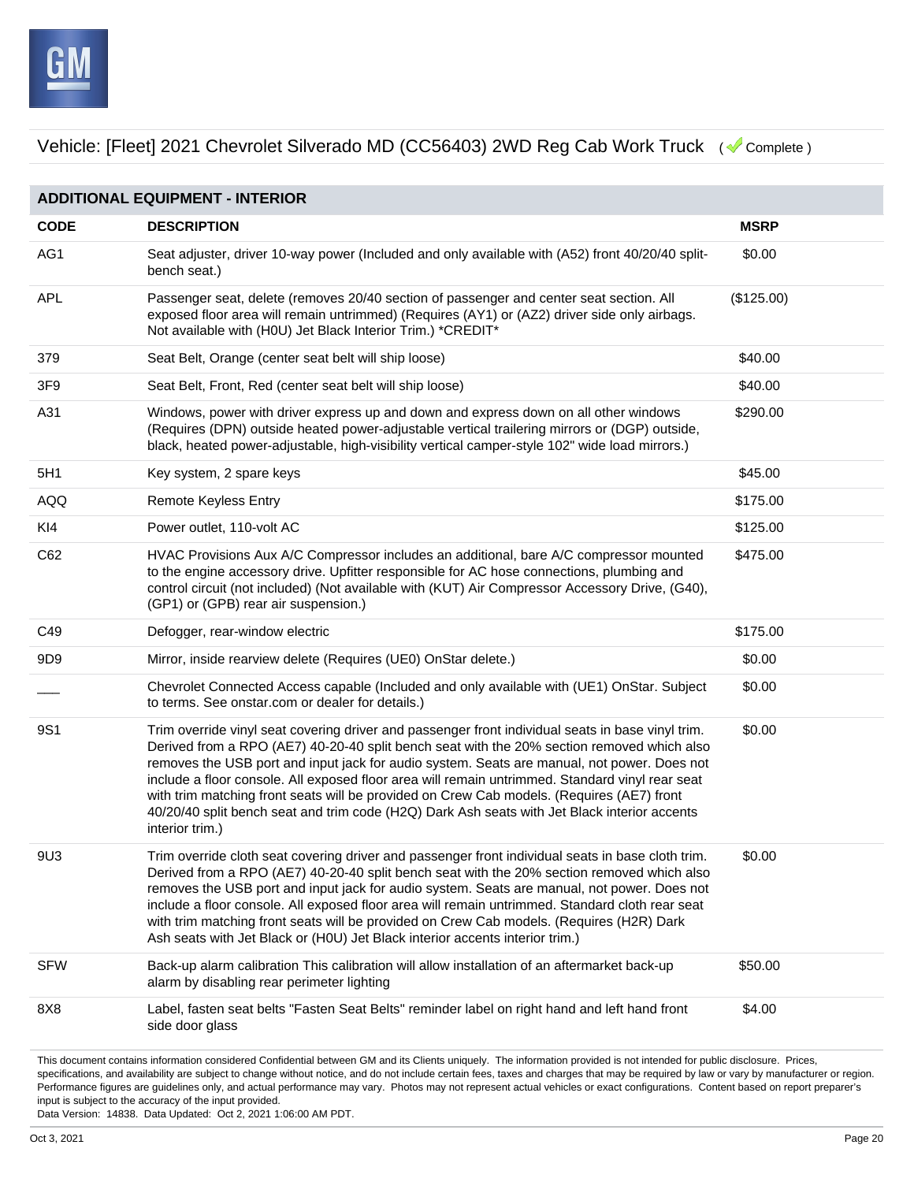Vehicle: [Fleet] 2021 Chevrolet Silverado MD (CC56403) 2WD Reg Cab Work Truck ( Complete )

## ADDITIONAL EQUIPMENT - INTERIOR

| CODE | DESCRIPTION | MSRP |
|---|---|---|
| AG1 | Seat adjuster, driver 10-way power (Included and only available with (A52) front 40/20/40 split-bench seat.) | $0.00 |
| APL | Passenger seat, delete (removes 20/40 section of passenger and center seat section. All exposed floor area will remain untrimmed) (Requires (AY1) or (AZ2) driver side only airbags. Not available with (H0U) Jet Black Interior Trim.) *CREDIT* | ($125.00) |
| 379 | Seat Belt, Orange (center seat belt will ship loose) | $40.00 |
| 3F9 | Seat Belt, Front, Red (center seat belt will ship loose) | $40.00 |
| A31 | Windows, power with driver express up and down and express down on all other windows (Requires (DPN) outside heated power-adjustable vertical trailering mirrors or (DGP) outside, black, heated power-adjustable, high-visibility vertical camper-style 102" wide load mirrors.) | $290.00 |
| 5H1 | Key system, 2 spare keys | $45.00 |
| AQQ | Remote Keyless Entry | $175.00 |
| KI4 | Power outlet, 110-volt AC | $125.00 |
| C62 | HVAC Provisions Aux A/C Compressor includes an additional, bare A/C compressor mounted to the engine accessory drive. Upfitter responsible for AC hose connections, plumbing and control circuit (not included) (Not available with (KUT) Air Compressor Accessory Drive, (G40), (GP1) or (GPB) rear air suspension.) | $475.00 |
| C49 | Defogger, rear-window electric | $175.00 |
| 9D9 | Mirror, inside rearview delete (Requires (UE0) OnStar delete.) | $0.00 |
| ___ | Chevrolet Connected Access capable (Included and only available with (UE1) OnStar. Subject to terms. See onstar.com or dealer for details.) | $0.00 |
| 9S1 | Trim override vinyl seat covering driver and passenger front individual seats in base vinyl trim. Derived from a RPO (AE7) 40-20-40 split bench seat with the 20% section removed which also removes the USB port and input jack for audio system. Seats are manual, not power. Does not include a floor console. All exposed floor area will remain untrimmed. Standard vinyl rear seat with trim matching front seats will be provided on Crew Cab models. (Requires (AE7) front 40/20/40 split bench seat and trim code (H2Q) Dark Ash seats with Jet Black interior accents interior trim.) | $0.00 |
| 9U3 | Trim override cloth seat covering driver and passenger front individual seats in base cloth trim. Derived from a RPO (AE7) 40-20-40 split bench seat with the 20% section removed which also removes the USB port and input jack for audio system. Seats are manual, not power. Does not include a floor console. All exposed floor area will remain untrimmed. Standard cloth rear seat with trim matching front seats will be provided on Crew Cab models. (Requires (H2R) Dark Ash seats with Jet Black or (H0U) Jet Black interior accents interior trim.) | $0.00 |
| SFW | Back-up alarm calibration This calibration will allow installation of an aftermarket back-up alarm by disabling rear perimeter lighting | $50.00 |
| 8X8 | Label, fasten seat belts "Fasten Seat Belts" reminder label on right hand and left hand front side door glass | $4.00 |

This document contains information considered Confidential between GM and its Clients uniquely. The information provided is not intended for public disclosure. Prices, specifications, and availability are subject to change without notice, and do not include certain fees, taxes and charges that may be required by law or vary by manufacturer or region. Performance figures are guidelines only, and actual performance may vary. Photos may not represent actual vehicles or exact configurations. Content based on report preparer's input is subject to the accuracy of the input provided.
Data Version: 14838. Data Updated: Oct 2, 2021 1:06:00 AM PDT.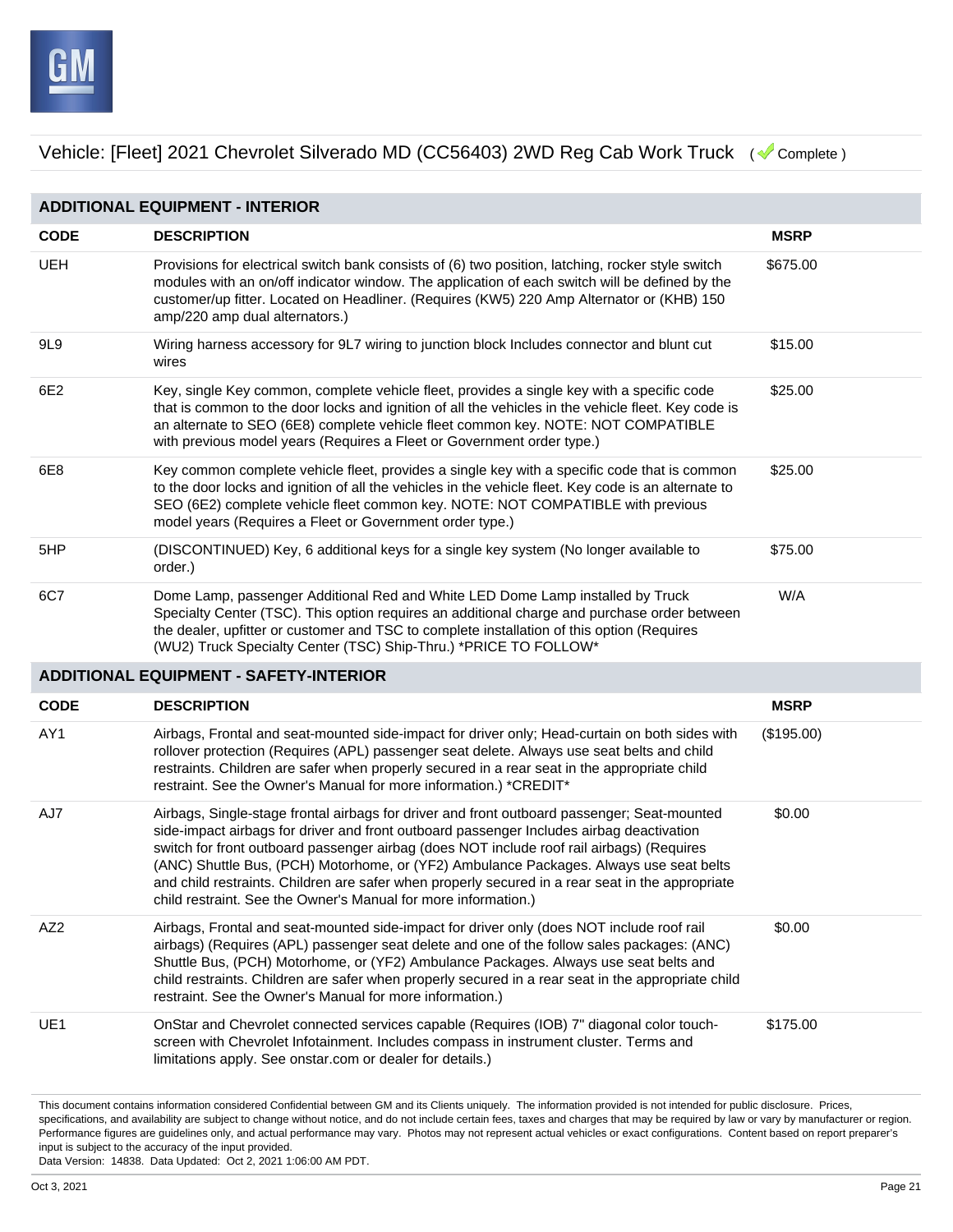Vehicle: [Fleet] 2021 Chevrolet Silverado MD (CC56403) 2WD Reg Cab Work Truck ( Complete )

## ADDITIONAL EQUIPMENT - INTERIOR

| CODE | DESCRIPTION | MSRP |
|---|---|---|
| UEH | Provisions for electrical switch bank consists of (6) two position, latching, rocker style switch modules with an on/off indicator window. The application of each switch will be defined by the customer/up fitter. Located on Headliner. (Requires (KW5) 220 Amp Alternator or (KHB) 150 amp/220 amp dual alternators.) | $675.00 |
| 9L9 | Wiring harness accessory for 9L7 wiring to junction block Includes connector and blunt cut wires | $15.00 |
| 6E2 | Key, single Key common, complete vehicle fleet, provides a single key with a specific code that is common to the door locks and ignition of all the vehicles in the vehicle fleet. Key code is an alternate to SEO (6E8) complete vehicle fleet common key. NOTE: NOT COMPATIBLE with previous model years (Requires a Fleet or Government order type.) | $25.00 |
| 6E8 | Key common complete vehicle fleet, provides a single key with a specific code that is common to the door locks and ignition of all the vehicles in the vehicle fleet. Key code is an alternate to SEO (6E2) complete vehicle fleet common key. NOTE: NOT COMPATIBLE with previous model years (Requires a Fleet or Government order type.) | $25.00 |
| 5HP | (DISCONTINUED) Key, 6 additional keys for a single key system (No longer available to order.) | $75.00 |
| 6C7 | Dome Lamp, passenger Additional Red and White LED Dome Lamp installed by Truck Specialty Center (TSC). This option requires an additional charge and purchase order between the dealer, upfitter or customer and TSC to complete installation of this option (Requires (WU2) Truck Specialty Center (TSC) Ship-Thru.) *PRICE TO FOLLOW* | W/A |

## ADDITIONAL EQUIPMENT - SAFETY-INTERIOR

| CODE | DESCRIPTION | MSRP |
|---|---|---|
| AY1 | Airbags, Frontal and seat-mounted side-impact for driver only; Head-curtain on both sides with rollover protection (Requires (APL) passenger seat delete. Always use seat belts and child restraints. Children are safer when properly secured in a rear seat in the appropriate child restraint. See the Owner's Manual for more information.) *CREDIT* | ($195.00) |
| AJ7 | Airbags, Single-stage frontal airbags for driver and front outboard passenger; Seat-mounted side-impact airbags for driver and front outboard passenger Includes airbag deactivation switch for front outboard passenger airbag (does NOT include roof rail airbags) (Requires (ANC) Shuttle Bus, (PCH) Motorhome, or (YF2) Ambulance Packages. Always use seat belts and child restraints. Children are safer when properly secured in a rear seat in the appropriate child restraint. See the Owner's Manual for more information.) | $0.00 |
| AZ2 | Airbags, Frontal and seat-mounted side-impact for driver only (does NOT include roof rail airbags) (Requires (APL) passenger seat delete and one of the follow sales packages: (ANC) Shuttle Bus, (PCH) Motorhome, or (YF2) Ambulance Packages. Always use seat belts and child restraints. Children are safer when properly secured in a rear seat in the appropriate child restraint. See the Owner's Manual for more information.) | $0.00 |
| UE1 | OnStar and Chevrolet connected services capable (Requires (IOB) 7" diagonal color touch-screen with Chevrolet Infotainment. Includes compass in instrument cluster. Terms and limitations apply. See onstar.com or dealer for details.) | $175.00 |

This document contains information considered Confidential between GM and its Clients uniquely. The information provided is not intended for public disclosure. Prices, specifications, and availability are subject to change without notice, and do not include certain fees, taxes and charges that may be required by law or vary by manufacturer or region. Performance figures are guidelines only, and actual performance may vary. Photos may not represent actual vehicles or exact configurations. Content based on report preparer's input is subject to the accuracy of the input provided.
Data Version: 14838. Data Updated: Oct 2, 2021 1:06:00 AM PDT.

Oct 3, 2021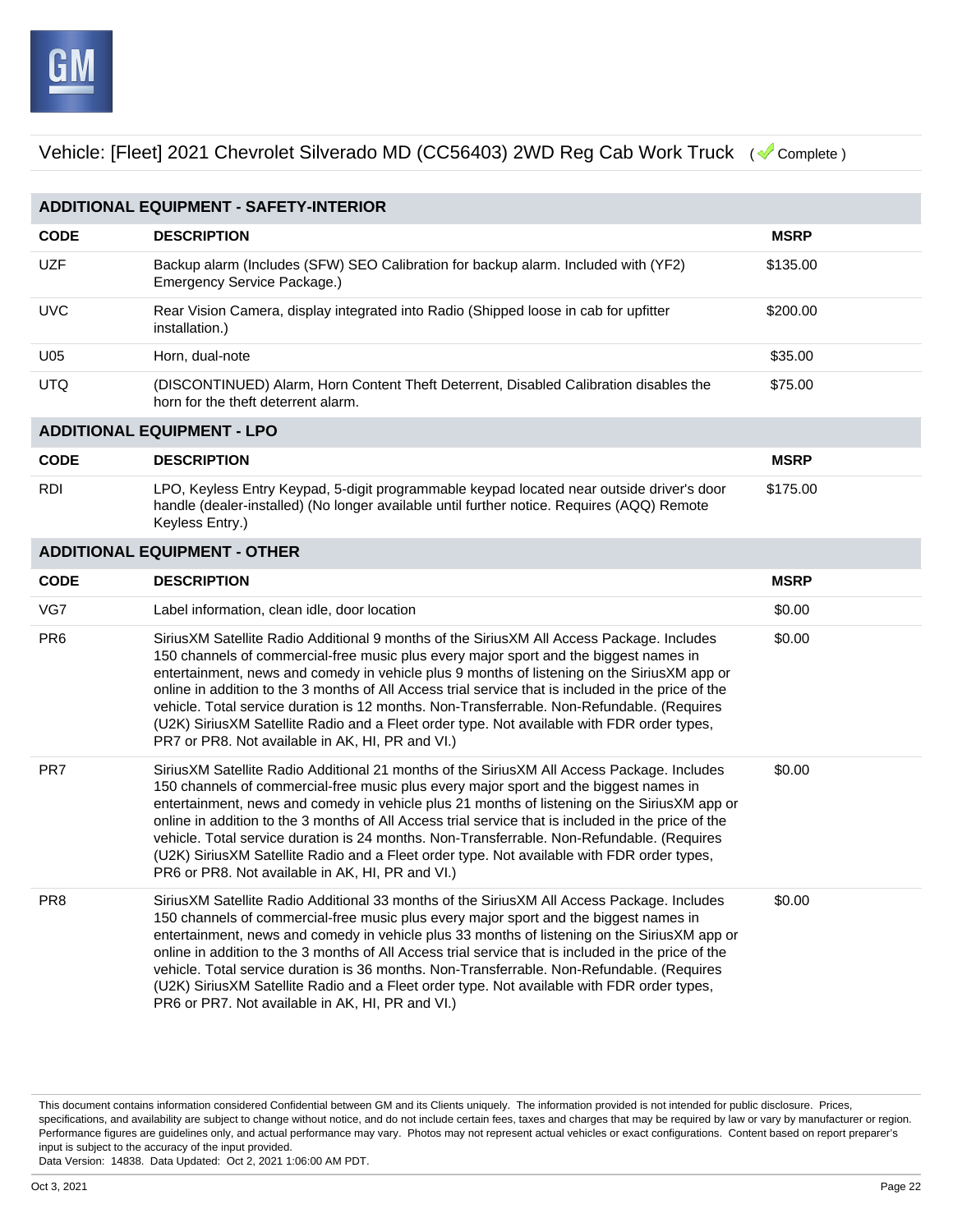Vehicle: [Fleet] 2021 Chevrolet Silverado MD (CC56403) 2WD Reg Cab Work Truck ( Complete )

## ADDITIONAL EQUIPMENT - SAFETY-INTERIOR

| CODE | DESCRIPTION | MSRP |
| --- | --- | --- |
| UZF | Backup alarm (Includes (SFW) SEO Calibration for backup alarm. Included with (YF2) Emergency Service Package.) | $135.00 |
| UVC | Rear Vision Camera, display integrated into Radio (Shipped loose in cab for upfitter installation.) | $200.00 |
| U05 | Horn, dual-note | $35.00 |
| UTQ | (DISCONTINUED) Alarm, Horn Content Theft Deterrent, Disabled Calibration disables the horn for the theft deterrent alarm. | $75.00 |

## ADDITIONAL EQUIPMENT - LPO

| CODE | DESCRIPTION | MSRP |
| --- | --- | --- |
| RDI | LPO, Keyless Entry Keypad, 5-digit programmable keypad located near outside driver's door handle (dealer-installed) (No longer available until further notice. Requires (AQQ) Remote Keyless Entry.) | $175.00 |

## ADDITIONAL EQUIPMENT - OTHER

| CODE | DESCRIPTION | MSRP |
| --- | --- | --- |
| VG7 | Label information, clean idle, door location | $0.00 |
| PR6 | SiriusXM Satellite Radio Additional 9 months of the SiriusXM All Access Package. Includes 150 channels of commercial-free music plus every major sport and the biggest names in entertainment, news and comedy in vehicle plus 9 months of listening on the SiriusXM app or online in addition to the 3 months of All Access trial service that is included in the price of the vehicle. Total service duration is 12 months. Non-Transferrable. Non-Refundable. (Requires (U2K) SiriusXM Satellite Radio and a Fleet order type. Not available with FDR order types, PR7 or PR8. Not available in AK, HI, PR and VI.) | $0.00 |
| PR7 | SiriusXM Satellite Radio Additional 21 months of the SiriusXM All Access Package. Includes 150 channels of commercial-free music plus every major sport and the biggest names in entertainment, news and comedy in vehicle plus 21 months of listening on the SiriusXM app or online in addition to the 3 months of All Access trial service that is included in the price of the vehicle. Total service duration is 24 months. Non-Transferrable. Non-Refundable. (Requires (U2K) SiriusXM Satellite Radio and a Fleet order type. Not available with FDR order types, PR6 or PR8. Not available in AK, HI, PR and VI.) | $0.00 |
| PR8 | SiriusXM Satellite Radio Additional 33 months of the SiriusXM All Access Package. Includes 150 channels of commercial-free music plus every major sport and the biggest names in entertainment, news and comedy in vehicle plus 33 months of listening on the SiriusXM app or online in addition to the 3 months of All Access trial service that is included in the price of the vehicle. Total service duration is 36 months. Non-Transferrable. Non-Refundable. (Requires (U2K) SiriusXM Satellite Radio and a Fleet order type. Not available with FDR order types, PR6 or PR7. Not available in AK, HI, PR and VI.) | $0.00 |

This document contains information considered Confidential between GM and its Clients uniquely. The information provided is not intended for public disclosure. Prices, specifications, and availability are subject to change without notice, and do not include certain fees, taxes and charges that may be required by law or vary by manufacturer or region. Performance figures are guidelines only, and actual performance may vary. Photos may not represent actual vehicles or exact configurations. Content based on report preparer's input is subject to the accuracy of the input provided.
Data Version: 14838. Data Updated: Oct 2, 2021 1:06:00 AM PDT.

Oct 3, 2021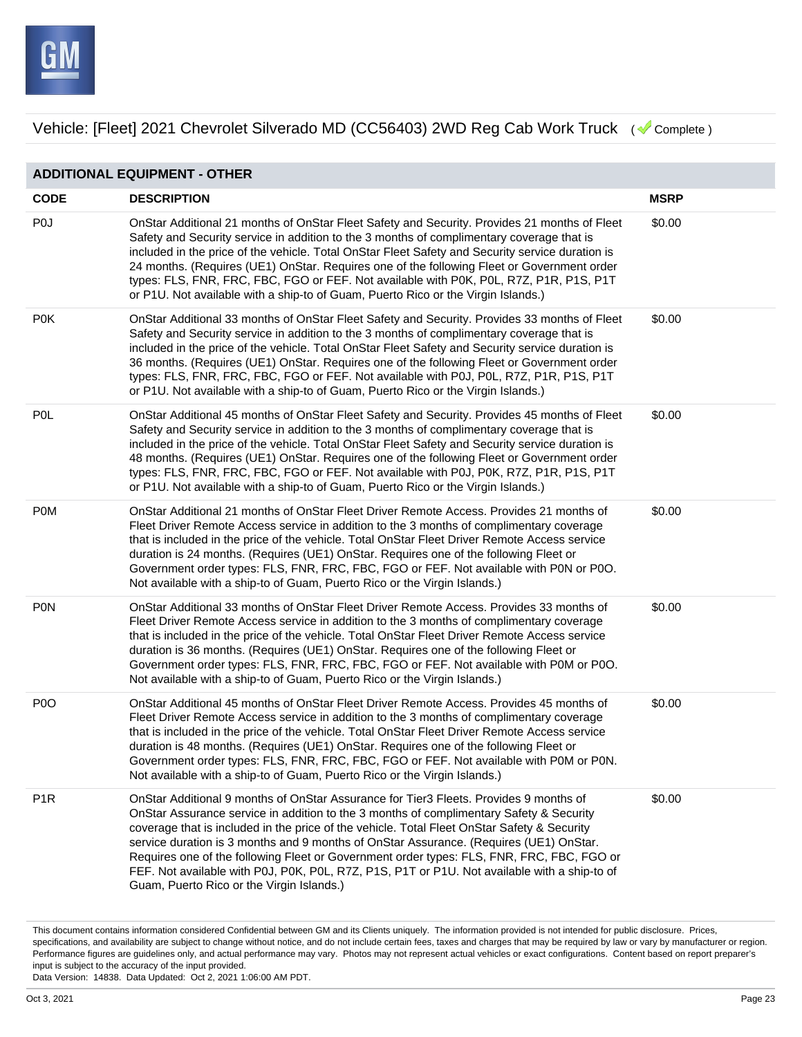Vehicle: [Fleet] 2021 Chevrolet Silverado MD (CC56403) 2WD Reg Cab Work Truck ( Complete )

## ADDITIONAL EQUIPMENT - OTHER

| CODE | DESCRIPTION | MSRP |
|---|---|---|
| P0J | OnStar Additional 21 months of OnStar Fleet Safety and Security. Provides 21 months of Fleet Safety and Security service in addition to the 3 months of complimentary coverage that is included in the price of the vehicle. Total OnStar Fleet Safety and Security service duration is 24 months. (Requires (UE1) OnStar. Requires one of the following Fleet or Government order types: FLS, FNR, FRC, FBC, FGO or FEF. Not available with P0K, P0L, R7Z, P1R, P1S, P1T or P1U. Not available with a ship-to of Guam, Puerto Rico or the Virgin Islands.) | $0.00 |
| P0K | OnStar Additional 33 months of OnStar Fleet Safety and Security. Provides 33 months of Fleet Safety and Security service in addition to the 3 months of complimentary coverage that is included in the price of the vehicle. Total OnStar Fleet Safety and Security service duration is 36 months. (Requires (UE1) OnStar. Requires one of the following Fleet or Government order types: FLS, FNR, FRC, FBC, FGO or FEF. Not available with P0J, P0L, R7Z, P1R, P1S, P1T or P1U. Not available with a ship-to of Guam, Puerto Rico or the Virgin Islands.) | $0.00 |
| P0L | OnStar Additional 45 months of OnStar Fleet Safety and Security. Provides 45 months of Fleet Safety and Security service in addition to the 3 months of complimentary coverage that is included in the price of the vehicle. Total OnStar Fleet Safety and Security service duration is 48 months. (Requires (UE1) OnStar. Requires one of the following Fleet or Government order types: FLS, FNR, FRC, FBC, FGO or FEF. Not available with P0J, P0K, R7Z, P1R, P1S, P1T or P1U. Not available with a ship-to of Guam, Puerto Rico or the Virgin Islands.) | $0.00 |
| P0M | OnStar Additional 21 months of OnStar Fleet Driver Remote Access. Provides 21 months of Fleet Driver Remote Access service in addition to the 3 months of complimentary coverage that is included in the price of the vehicle. Total OnStar Fleet Driver Remote Access service duration is 24 months. (Requires (UE1) OnStar. Requires one of the following Fleet or Government order types: FLS, FNR, FRC, FBC, FGO or FEF. Not available with P0N or P0O. Not available with a ship-to of Guam, Puerto Rico or the Virgin Islands.) | $0.00 |
| P0N | OnStar Additional 33 months of OnStar Fleet Driver Remote Access. Provides 33 months of Fleet Driver Remote Access service in addition to the 3 months of complimentary coverage that is included in the price of the vehicle. Total OnStar Fleet Driver Remote Access service duration is 36 months. (Requires (UE1) OnStar. Requires one of the following Fleet or Government order types: FLS, FNR, FRC, FBC, FGO or FEF. Not available with P0M or P0O. Not available with a ship-to of Guam, Puerto Rico or the Virgin Islands.) | $0.00 |
| P0O | OnStar Additional 45 months of OnStar Fleet Driver Remote Access. Provides 45 months of Fleet Driver Remote Access service in addition to the 3 months of complimentary coverage that is included in the price of the vehicle. Total OnStar Fleet Driver Remote Access service duration is 48 months. (Requires (UE1) OnStar. Requires one of the following Fleet or Government order types: FLS, FNR, FRC, FBC, FGO or FEF. Not available with P0M or P0N. Not available with a ship-to of Guam, Puerto Rico or the Virgin Islands.) | $0.00 |
| P1R | OnStar Additional 9 months of OnStar Assurance for Tier3 Fleets. Provides 9 months of OnStar Assurance service in addition to the 3 months of complimentary Safety & Security coverage that is included in the price of the vehicle. Total Fleet OnStar Safety & Security service duration is 3 months and 9 months of OnStar Assurance. (Requires (UE1) OnStar. Requires one of the following Fleet or Government order types: FLS, FNR, FRC, FBC, FGO or FEF. Not available with P0J, P0K, P0L, R7Z, P1S, P1T or P1U. Not available with a ship-to of Guam, Puerto Rico or the Virgin Islands.) | $0.00 |

This document contains information considered Confidential between GM and its Clients uniquely. The information provided is not intended for public disclosure. Prices, specifications, and availability are subject to change without notice, and do not include certain fees, taxes and charges that may be required by law or vary by manufacturer or region. Performance figures are guidelines only, and actual performance may vary. Photos may not represent actual vehicles or exact configurations. Content based on report preparer's input is subject to the accuracy of the input provided.
Data Version: 14838. Data Updated: Oct 2, 2021 1:06:00 AM PDT.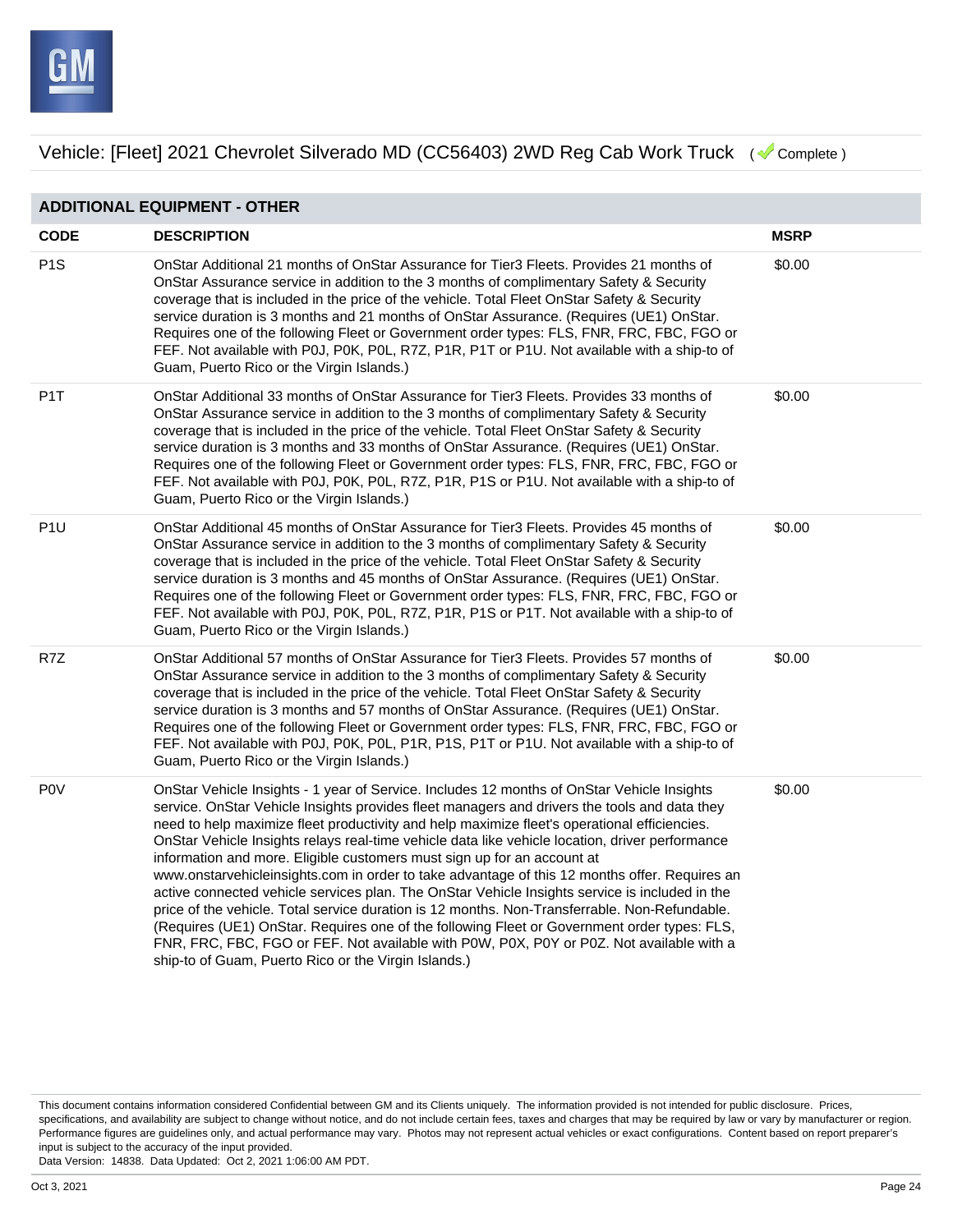Vehicle: [Fleet] 2021 Chevrolet Silverado MD (CC56403) 2WD Reg Cab Work Truck ( Complete )

## ADDITIONAL EQUIPMENT - OTHER

| CODE | DESCRIPTION | MSRP |
| --- | --- | --- |
| P1S | OnStar Additional 21 months of OnStar Assurance for Tier3 Fleets. Provides 21 months of OnStar Assurance service in addition to the 3 months of complimentary Safety & Security coverage that is included in the price of the vehicle. Total Fleet OnStar Safety & Security service duration is 3 months and 21 months of OnStar Assurance. (Requires (UE1) OnStar. Requires one of the following Fleet or Government order types: FLS, FNR, FRC, FBC, FGO or FEF. Not available with P0J, P0K, P0L, R7Z, P1R, P1T or P1U. Not available with a ship-to of Guam, Puerto Rico or the Virgin Islands.) | $0.00 |
| P1T | OnStar Additional 33 months of OnStar Assurance for Tier3 Fleets. Provides 33 months of OnStar Assurance service in addition to the 3 months of complimentary Safety & Security coverage that is included in the price of the vehicle. Total Fleet OnStar Safety & Security service duration is 3 months and 33 months of OnStar Assurance. (Requires (UE1) OnStar. Requires one of the following Fleet or Government order types: FLS, FNR, FRC, FBC, FGO or FEF. Not available with P0J, P0K, P0L, R7Z, P1R, P1S or P1U. Not available with a ship-to of Guam, Puerto Rico or the Virgin Islands.) | $0.00 |
| P1U | OnStar Additional 45 months of OnStar Assurance for Tier3 Fleets. Provides 45 months of OnStar Assurance service in addition to the 3 months of complimentary Safety & Security coverage that is included in the price of the vehicle. Total Fleet OnStar Safety & Security service duration is 3 months and 45 months of OnStar Assurance. (Requires (UE1) OnStar. Requires one of the following Fleet or Government order types: FLS, FNR, FRC, FBC, FGO or FEF. Not available with P0J, P0K, P0L, R7Z, P1R, P1S or P1T. Not available with a ship-to of Guam, Puerto Rico or the Virgin Islands.) | $0.00 |
| R7Z | OnStar Additional 57 months of OnStar Assurance for Tier3 Fleets. Provides 57 months of OnStar Assurance service in addition to the 3 months of complimentary Safety & Security coverage that is included in the price of the vehicle. Total Fleet OnStar Safety & Security service duration is 3 months and 57 months of OnStar Assurance. (Requires (UE1) OnStar. Requires one of the following Fleet or Government order types: FLS, FNR, FRC, FBC, FGO or FEF. Not available with P0J, P0K, P0L, P1R, P1S, P1T or P1U. Not available with a ship-to of Guam, Puerto Rico or the Virgin Islands.) | $0.00 |
| P0V | OnStar Vehicle Insights - 1 year of Service. Includes 12 months of OnStar Vehicle Insights service. OnStar Vehicle Insights provides fleet managers and drivers the tools and data they need to help maximize fleet productivity and help maximize fleet's operational efficiencies. OnStar Vehicle Insights relays real-time vehicle data like vehicle location, driver performance information and more. Eligible customers must sign up for an account at www.onstarvehicleinsights.com in order to take advantage of this 12 months offer. Requires an active connected vehicle services plan. The OnStar Vehicle Insights service is included in the price of the vehicle. Total service duration is 12 months. Non-Transferrable. Non-Refundable. (Requires (UE1) OnStar. Requires one of the following Fleet or Government order types: FLS, FNR, FRC, FBC, FGO or FEF. Not available with P0W, P0X, P0Y or P0Z. Not available with a ship-to of Guam, Puerto Rico or the Virgin Islands.) | $0.00 |

This document contains information considered Confidential between GM and its Clients uniquely. The information provided is not intended for public disclosure. Prices, specifications, and availability are subject to change without notice, and do not include certain fees, taxes and charges that may be required by law or vary by manufacturer or region. Performance figures are guidelines only, and actual performance may vary. Photos may not represent actual vehicles or exact configurations. Content based on report preparer's input is subject to the accuracy of the input provided.
Data Version: 14838. Data Updated: Oct 2, 2021 1:06:00 AM PDT.

Oct 3, 2021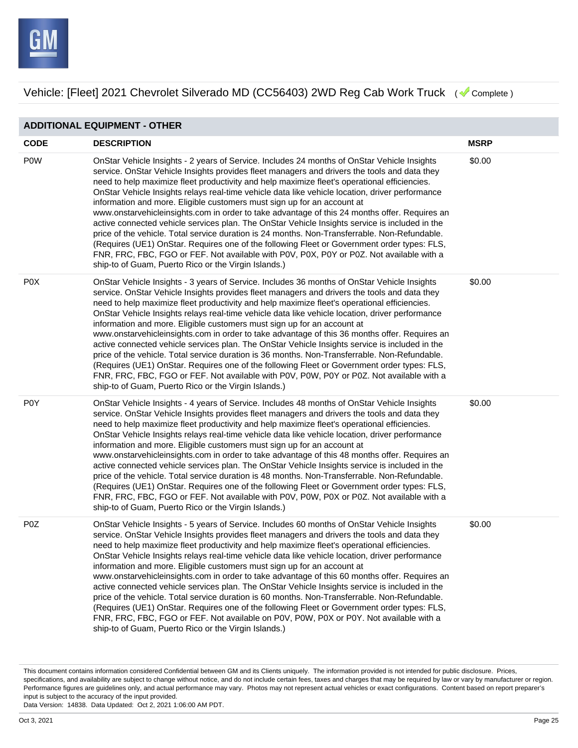Vehicle: [Fleet] 2021 Chevrolet Silverado MD (CC56403) 2WD Reg Cab Work Truck ( Complete )

## ADDITIONAL EQUIPMENT - OTHER

| CODE | DESCRIPTION | MSRP |
|---|---|---|
| P0W | OnStar Vehicle Insights - 2 years of Service. Includes 24 months of OnStar Vehicle Insights service. OnStar Vehicle Insights provides fleet managers and drivers the tools and data they need to help maximize fleet productivity and help maximize fleet's operational efficiencies. OnStar Vehicle Insights relays real-time vehicle data like vehicle location, driver performance information and more. Eligible customers must sign up for an account at www.onstarvehicleinsights.com in order to take advantage of this 24 months offer. Requires an active connected vehicle services plan. The OnStar Vehicle Insights service is included in the price of the vehicle. Total service duration is 24 months. Non-Transferrable. Non-Refundable. (Requires (UE1) OnStar. Requires one of the following Fleet or Government order types: FLS, FNR, FRC, FBC, FGO or FEF. Not available with P0V, P0X, P0Y or P0Z. Not available with a ship-to of Guam, Puerto Rico or the Virgin Islands.) | $0.00 |
| P0X | OnStar Vehicle Insights - 3 years of Service. Includes 36 months of OnStar Vehicle Insights service. OnStar Vehicle Insights provides fleet managers and drivers the tools and data they need to help maximize fleet productivity and help maximize fleet's operational efficiencies. OnStar Vehicle Insights relays real-time vehicle data like vehicle location, driver performance information and more. Eligible customers must sign up for an account at www.onstarvehicleinsights.com in order to take advantage of this 36 months offer. Requires an active connected vehicle services plan. The OnStar Vehicle Insights service is included in the price of the vehicle. Total service duration is 36 months. Non-Transferrable. Non-Refundable. (Requires (UE1) OnStar. Requires one of the following Fleet or Government order types: FLS, FNR, FRC, FBC, FGO or FEF. Not available with P0V, P0W, P0Y or P0Z. Not available with a ship-to of Guam, Puerto Rico or the Virgin Islands.) | $0.00 |
| P0Y | OnStar Vehicle Insights - 4 years of Service. Includes 48 months of OnStar Vehicle Insights service. OnStar Vehicle Insights provides fleet managers and drivers the tools and data they need to help maximize fleet productivity and help maximize fleet's operational efficiencies. OnStar Vehicle Insights relays real-time vehicle data like vehicle location, driver performance information and more. Eligible customers must sign up for an account at www.onstarvehicleinsights.com in order to take advantage of this 48 months offer. Requires an active connected vehicle services plan. The OnStar Vehicle Insights service is included in the price of the vehicle. Total service duration is 48 months. Non-Transferrable. Non-Refundable. (Requires (UE1) OnStar. Requires one of the following Fleet or Government order types: FLS, FNR, FRC, FBC, FGO or FEF. Not available with P0V, P0W, P0X or P0Z. Not available with a ship-to of Guam, Puerto Rico or the Virgin Islands.) | $0.00 |
| P0Z | OnStar Vehicle Insights - 5 years of Service. Includes 60 months of OnStar Vehicle Insights service. OnStar Vehicle Insights provides fleet managers and drivers the tools and data they need to help maximize fleet productivity and help maximize fleet's operational efficiencies. OnStar Vehicle Insights relays real-time vehicle data like vehicle location, driver performance information and more. Eligible customers must sign up for an account at www.onstarvehicleinsights.com in order to take advantage of this 60 months offer. Requires an active connected vehicle services plan. The OnStar Vehicle Insights service is included in the price of the vehicle. Total service duration is 60 months. Non-Transferrable. Non-Refundable. (Requires (UE1) OnStar. Requires one of the following Fleet or Government order types: FLS, FNR, FRC, FBC, FGO or FEF. Not available on P0V, P0W, P0X or P0Y. Not available with a ship-to of Guam, Puerto Rico or the Virgin Islands.) | $0.00 |

This document contains information considered Confidential between GM and its Clients uniquely. The information provided is not intended for public disclosure. Prices, specifications, and availability are subject to change without notice, and do not include certain fees, taxes and charges that may be required by law or vary by manufacturer or region. Performance figures are guidelines only, and actual performance may vary. Photos may not represent actual vehicles or exact configurations. Content based on report preparer's input is subject to the accuracy of the input provided.
Data Version: 14838. Data Updated: Oct 2, 2021 1:06:00 AM PDT.

Oct 3, 2021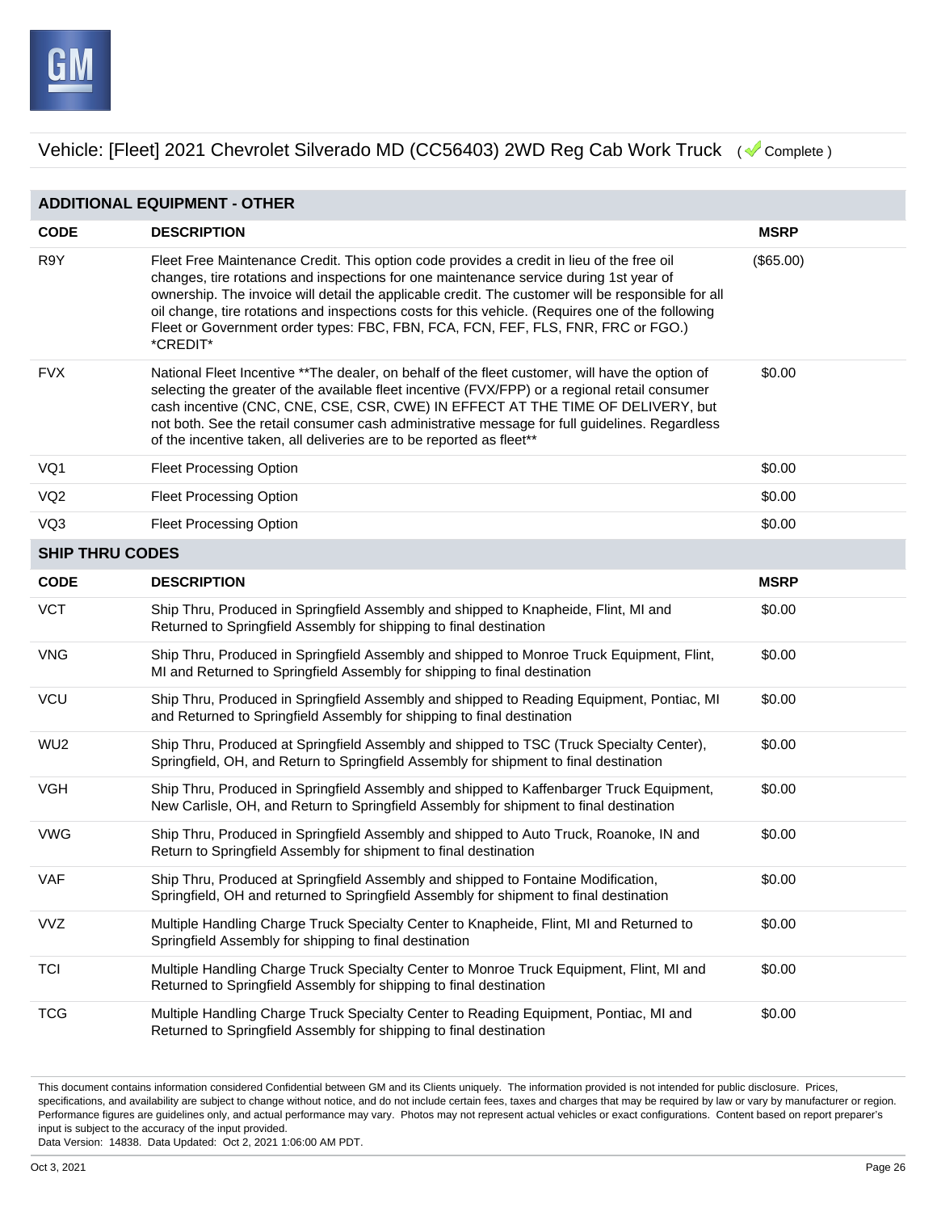Vehicle: [Fleet] 2021 Chevrolet Silverado MD (CC56403) 2WD Reg Cab Work Truck ( Complete )

## ADDITIONAL EQUIPMENT - OTHER

| CODE | DESCRIPTION | MSRP |
|---|---|---|
| R9Y | Fleet Free Maintenance Credit. This option code provides a credit in lieu of the free oil changes, tire rotations and inspections for one maintenance service during 1st year of ownership. The invoice will detail the applicable credit. The customer will be responsible for all oil change, tire rotations and inspections costs for this vehicle. (Requires one of the following Fleet or Government order types: FBC, FBN, FCA, FCN, FEF, FLS, FNR, FRC or FGO.) *CREDIT* | ($65.00) |
| FVX | National Fleet Incentive **The dealer, on behalf of the fleet customer, will have the option of selecting the greater of the available fleet incentive (FVX/FPP) or a regional retail consumer cash incentive (CNC, CNE, CSE, CSR, CWE) IN EFFECT AT THE TIME OF DELIVERY, but not both. See the retail consumer cash administrative message for full guidelines. Regardless of the incentive taken, all deliveries are to be reported as fleet** | $0.00 |
| VQ1 | Fleet Processing Option | $0.00 |
| VQ2 | Fleet Processing Option | $0.00 |
| VQ3 | Fleet Processing Option | $0.00 |

## SHIP THRU CODES

| CODE | DESCRIPTION | MSRP |
|---|---|---|
| VCT | Ship Thru, Produced in Springfield Assembly and shipped to Knapheide, Flint, MI and Returned to Springfield Assembly for shipping to final destination | $0.00 |
| VNG | Ship Thru, Produced in Springfield Assembly and shipped to Monroe Truck Equipment, Flint, MI and Returned to Springfield Assembly for shipping to final destination | $0.00 |
| VCU | Ship Thru, Produced in Springfield Assembly and shipped to Reading Equipment, Pontiac, MI and Returned to Springfield Assembly for shipping to final destination | $0.00 |
| WU2 | Ship Thru, Produced at Springfield Assembly and shipped to TSC (Truck Specialty Center), Springfield, OH, and Return to Springfield Assembly for shipment to final destination | $0.00 |
| VGH | Ship Thru, Produced in Springfield Assembly and shipped to Kaffenbarger Truck Equipment, New Carlisle, OH, and Return to Springfield Assembly for shipment to final destination | $0.00 |
| VWG | Ship Thru, Produced in Springfield Assembly and shipped to Auto Truck, Roanoke, IN and Return to Springfield Assembly for shipment to final destination | $0.00 |
| VAF | Ship Thru, Produced at Springfield Assembly and shipped to Fontaine Modification, Springfield, OH and returned to Springfield Assembly for shipment to final destination | $0.00 |
| VVZ | Multiple Handling Charge Truck Specialty Center to Knapheide, Flint, MI and Returned to Springfield Assembly for shipping to final destination | $0.00 |
| TCI | Multiple Handling Charge Truck Specialty Center to Monroe Truck Equipment, Flint, MI and Returned to Springfield Assembly for shipping to final destination | $0.00 |
| TCG | Multiple Handling Charge Truck Specialty Center to Reading Equipment, Pontiac, MI and Returned to Springfield Assembly for shipping to final destination | $0.00 |

This document contains information considered Confidential between GM and its Clients uniquely. The information provided is not intended for public disclosure. Prices, specifications, and availability are subject to change without notice, and do not include certain fees, taxes and charges that may be required by law or vary by manufacturer or region. Performance figures are guidelines only, and actual performance may vary. Photos may not represent actual vehicles or exact configurations. Content based on report preparer's input is subject to the accuracy of the input provided.
Data Version: 14838. Data Updated: Oct 2, 2021 1:06:00 AM PDT.

Oct 3, 2021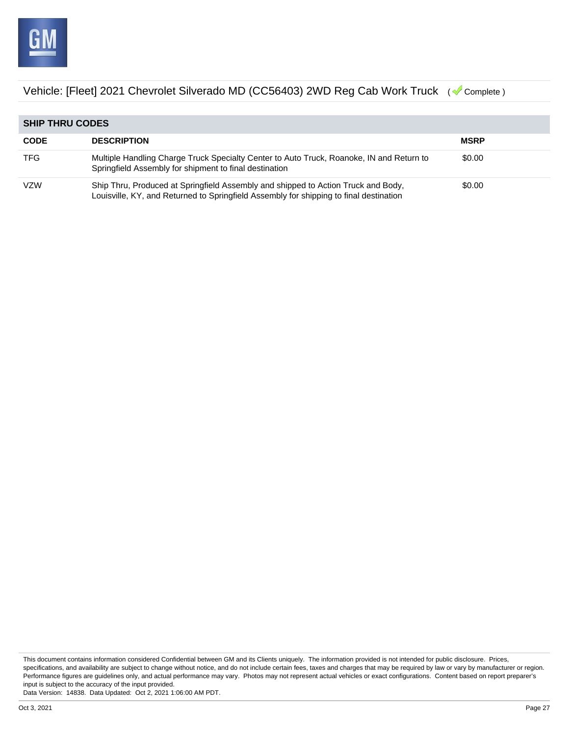Vehicle: [Fleet] 2021 Chevrolet Silverado MD (CC56403) 2WD Reg Cab Work Truck ( Complete )

## SHIP THRU CODES

| CODE | DESCRIPTION | MSRP |
|---|---|---|
| TFG | Multiple Handling Charge Truck Specialty Center to Auto Truck, Roanoke, IN and Return to Springfield Assembly for shipment to final destination | $0.00 |
| VZW | Ship Thru, Produced at Springfield Assembly and shipped to Action Truck and Body, Louisville, KY, and Returned to Springfield Assembly for shipping to final destination | $0.00 |

This document contains information considered Confidential between GM and its Clients uniquely. The information provided is not intended for public disclosure. Prices, specifications, and availability are subject to change without notice, and do not include certain fees, taxes and charges that may be required by law or vary by manufacturer or region. Performance figures are guidelines only, and actual performance may vary. Photos may not represent actual vehicles or exact configurations. Content based on report preparer's input is subject to the accuracy of the input provided.
Data Version: 14838. Data Updated: Oct 2, 2021 1:06:00 AM PDT.